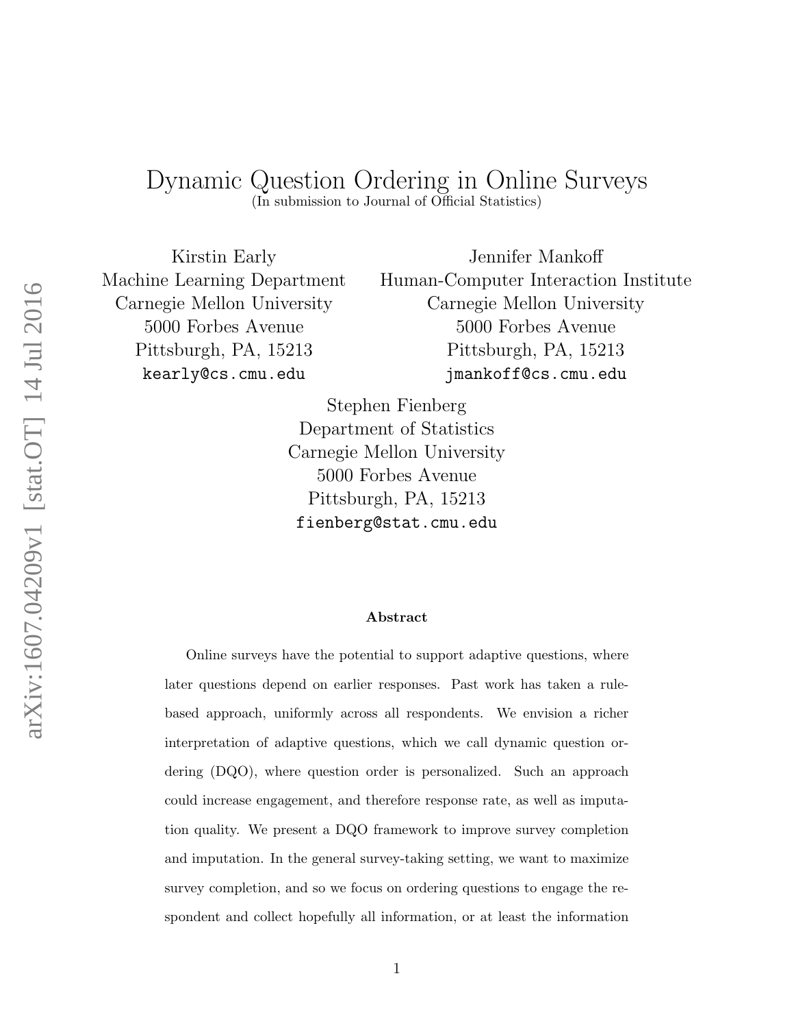# Dynamic Question Ordering in Online Surveys

(In submission to Journal of Official Statistics)

Kirstin Early
Machine Learning Department
Carnegie Mellon University
5000 Forbes Avenue
Pittsburgh, PA, 15213
kearly@cs.cmu.edu

Jennifer Mankoff
Human-Computer Interaction Institute
Carnegie Mellon University
5000 Forbes Avenue
Pittsburgh, PA, 15213
jmankoff@cs.cmu.edu

Stephen Fienberg
Department of Statistics
Carnegie Mellon University
5000 Forbes Avenue
Pittsburgh, PA, 15213
fienberg@stat.cmu.edu

**Abstract**

Online surveys have the potential to support adaptive questions, where later questions depend on earlier responses. Past work has taken a rule-based approach, uniformly across all respondents. We envision a richer interpretation of adaptive questions, which we call dynamic question ordering (DQO), where question order is personalized. Such an approach could increase engagement, and therefore response rate, as well as imputation quality. We present a DQO framework to improve survey completion and imputation. In the general survey-taking setting, we want to maximize survey completion, and so we focus on ordering questions to engage the respondent and collect hopefully all information, or at least the information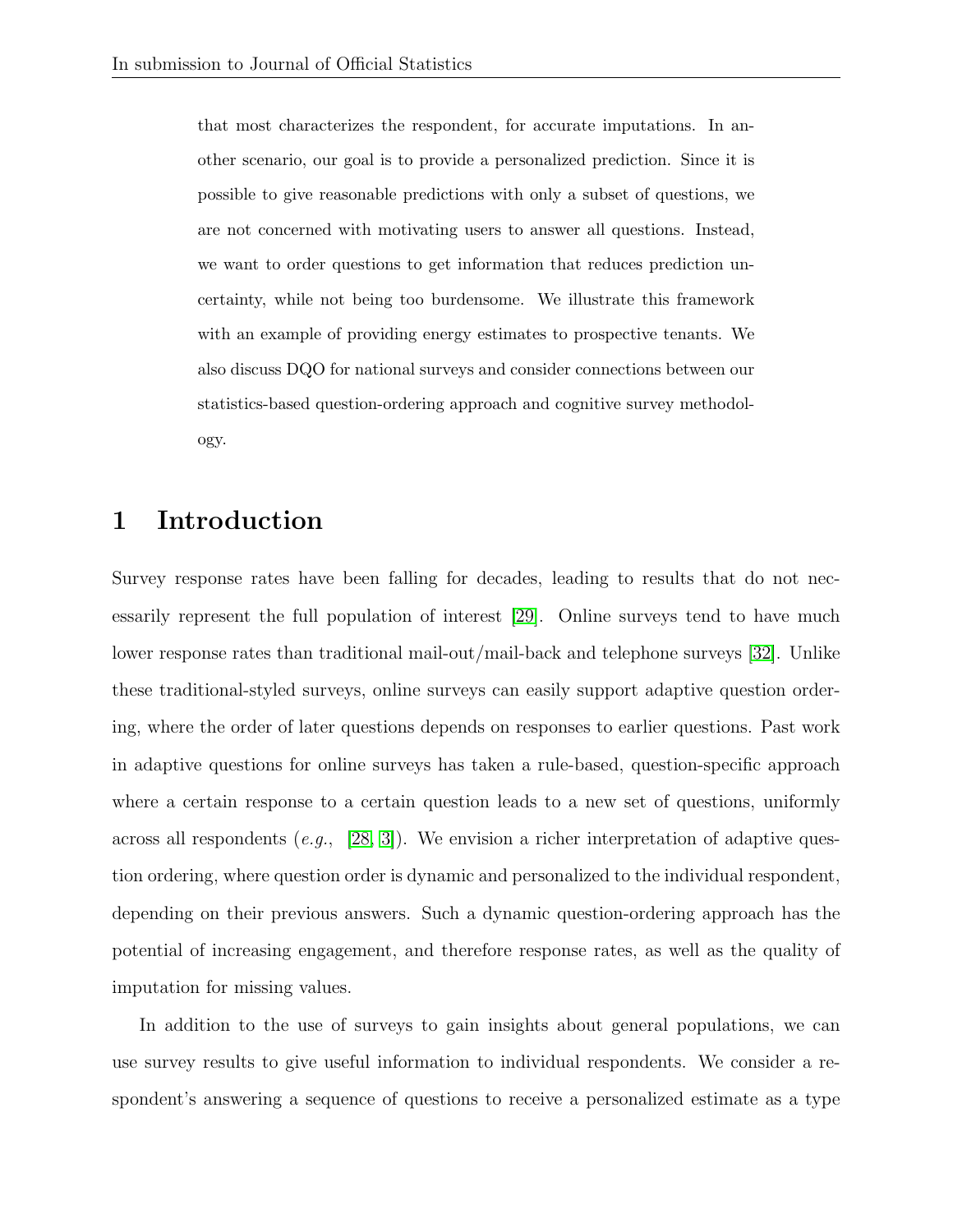that most characterizes the respondent, for accurate imputations. In another scenario, our goal is to provide a personalized prediction. Since it is possible to give reasonable predictions with only a subset of questions, we are not concerned with motivating users to answer all questions. Instead, we want to order questions to get information that reduces prediction uncertainty, while not being too burdensome. We illustrate this framework with an example of providing energy estimates to prospective tenants. We also discuss DQO for national surveys and consider connections between our statistics-based question-ordering approach and cognitive survey methodology.

# 1 Introduction

Survey response rates have been falling for decades, leading to results that do not necessarily represent the full population of interest [29]. Online surveys tend to have much lower response rates than traditional mail-out/mail-back and telephone surveys [32]. Unlike these traditional-styled surveys, online surveys can easily support adaptive question ordering, where the order of later questions depends on responses to earlier questions. Past work in adaptive questions for online surveys has taken a rule-based, question-specific approach where a certain response to a certain question leads to a new set of questions, uniformly across all respondents (*e.g.*, [28, 3]). We envision a richer interpretation of adaptive question ordering, where question order is dynamic and personalized to the individual respondent, depending on their previous answers. Such a dynamic question-ordering approach has the potential of increasing engagement, and therefore response rates, as well as the quality of imputation for missing values.

In addition to the use of surveys to gain insights about general populations, we can use survey results to give useful information to individual respondents. We consider a respondent's answering a sequence of questions to receive a personalized estimate as a type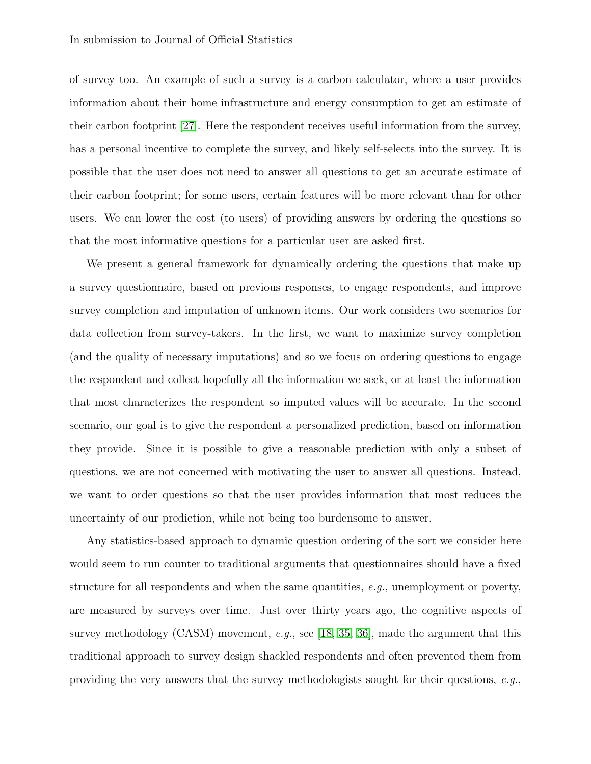of survey too. An example of such a survey is a carbon calculator, where a user provides information about their home infrastructure and energy consumption to get an estimate of their carbon footprint [27]. Here the respondent receives useful information from the survey, has a personal incentive to complete the survey, and likely self-selects into the survey. It is possible that the user does not need to answer all questions to get an accurate estimate of their carbon footprint; for some users, certain features will be more relevant than for other users. We can lower the cost (to users) of providing answers by ordering the questions so that the most informative questions for a particular user are asked first.

We present a general framework for dynamically ordering the questions that make up a survey questionnaire, based on previous responses, to engage respondents, and improve survey completion and imputation of unknown items. Our work considers two scenarios for data collection from survey-takers. In the first, we want to maximize survey completion (and the quality of necessary imputations) and so we focus on ordering questions to engage the respondent and collect hopefully all the information we seek, or at least the information that most characterizes the respondent so imputed values will be accurate. In the second scenario, our goal is to give the respondent a personalized prediction, based on information they provide. Since it is possible to give a reasonable prediction with only a subset of questions, we are not concerned with motivating the user to answer all questions. Instead, we want to order questions so that the user provides information that most reduces the uncertainty of our prediction, while not being too burdensome to answer.

Any statistics-based approach to dynamic question ordering of the sort we consider here would seem to run counter to traditional arguments that questionnaires should have a fixed structure for all respondents and when the same quantities, *e.g.*, unemployment or poverty, are measured by surveys over time. Just over thirty years ago, the cognitive aspects of survey methodology (CASM) movement, *e.g.*, see [18, 35, 36], made the argument that this traditional approach to survey design shackled respondents and often prevented them from providing the very answers that the survey methodologists sought for their questions, *e.g.*,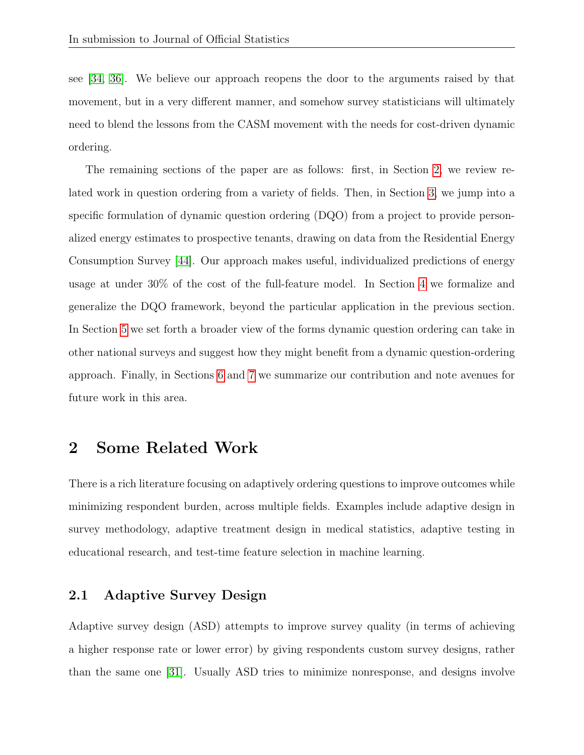see [34, 36]. We believe our approach reopens the door to the arguments raised by that movement, but in a very different manner, and somehow survey statisticians will ultimately need to blend the lessons from the CASM movement with the needs for cost-driven dynamic ordering.

The remaining sections of the paper are as follows: first, in Section 2, we review related work in question ordering from a variety of fields. Then, in Section 3, we jump into a specific formulation of dynamic question ordering (DQO) from a project to provide personalized energy estimates to prospective tenants, drawing on data from the Residential Energy Consumption Survey [44]. Our approach makes useful, individualized predictions of energy usage at under 30% of the cost of the full-feature model. In Section 4 we formalize and generalize the DQO framework, beyond the particular application in the previous section. In Section 5 we set forth a broader view of the forms dynamic question ordering can take in other national surveys and suggest how they might benefit from a dynamic question-ordering approach. Finally, in Sections 6 and 7 we summarize our contribution and note avenues for future work in this area.

## 2 Some Related Work

There is a rich literature focusing on adaptively ordering questions to improve outcomes while minimizing respondent burden, across multiple fields. Examples include adaptive design in survey methodology, adaptive treatment design in medical statistics, adaptive testing in educational research, and test-time feature selection in machine learning.

### 2.1 Adaptive Survey Design

Adaptive survey design (ASD) attempts to improve survey quality (in terms of achieving a higher response rate or lower error) by giving respondents custom survey designs, rather than the same one [31]. Usually ASD tries to minimize nonresponse, and designs involve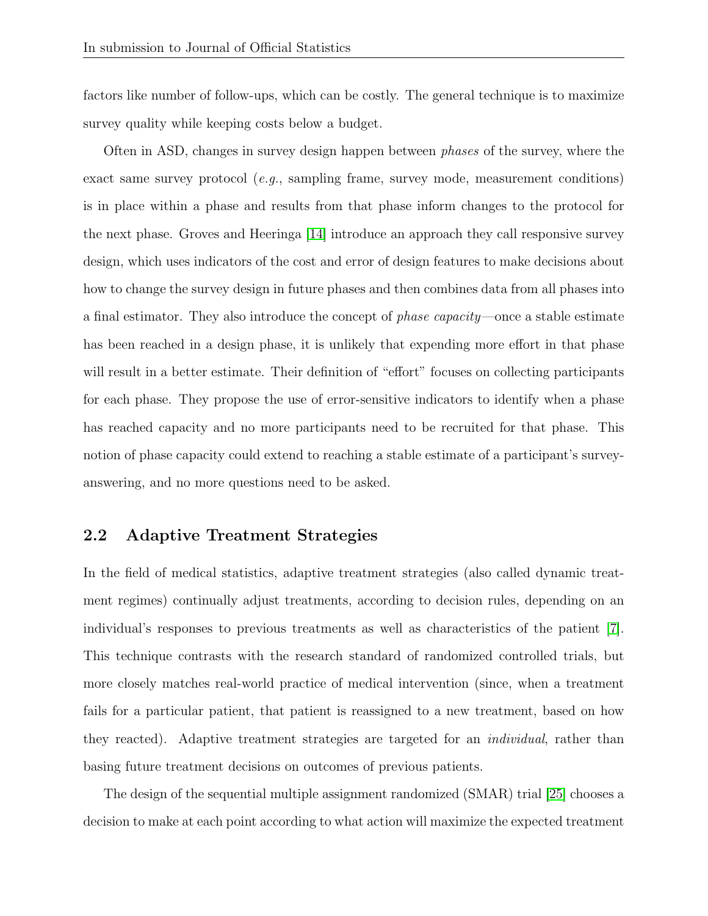factors like number of follow-ups, which can be costly. The general technique is to maximize survey quality while keeping costs below a budget.

Often in ASD, changes in survey design happen between *phases* of the survey, where the exact same survey protocol (*e.g.*, sampling frame, survey mode, measurement conditions) is in place within a phase and results from that phase inform changes to the protocol for the next phase. Groves and Heeringa [14] introduce an approach they call responsive survey design, which uses indicators of the cost and error of design features to make decisions about how to change the survey design in future phases and then combines data from all phases into a final estimator. They also introduce the concept of *phase capacity*—once a stable estimate has been reached in a design phase, it is unlikely that expending more effort in that phase will result in a better estimate. Their definition of "effort" focuses on collecting participants for each phase. They propose the use of error-sensitive indicators to identify when a phase has reached capacity and no more participants need to be recruited for that phase. This notion of phase capacity could extend to reaching a stable estimate of a participant's survey-answering, and no more questions need to be asked.

## 2.2 Adaptive Treatment Strategies

In the field of medical statistics, adaptive treatment strategies (also called dynamic treatment regimes) continually adjust treatments, according to decision rules, depending on an individual's responses to previous treatments as well as characteristics of the patient [7]. This technique contrasts with the research standard of randomized controlled trials, but more closely matches real-world practice of medical intervention (since, when a treatment fails for a particular patient, that patient is reassigned to a new treatment, based on how they reacted). Adaptive treatment strategies are targeted for an *individual*, rather than basing future treatment decisions on outcomes of previous patients.

The design of the sequential multiple assignment randomized (SMAR) trial [25] chooses a decision to make at each point according to what action will maximize the expected treatment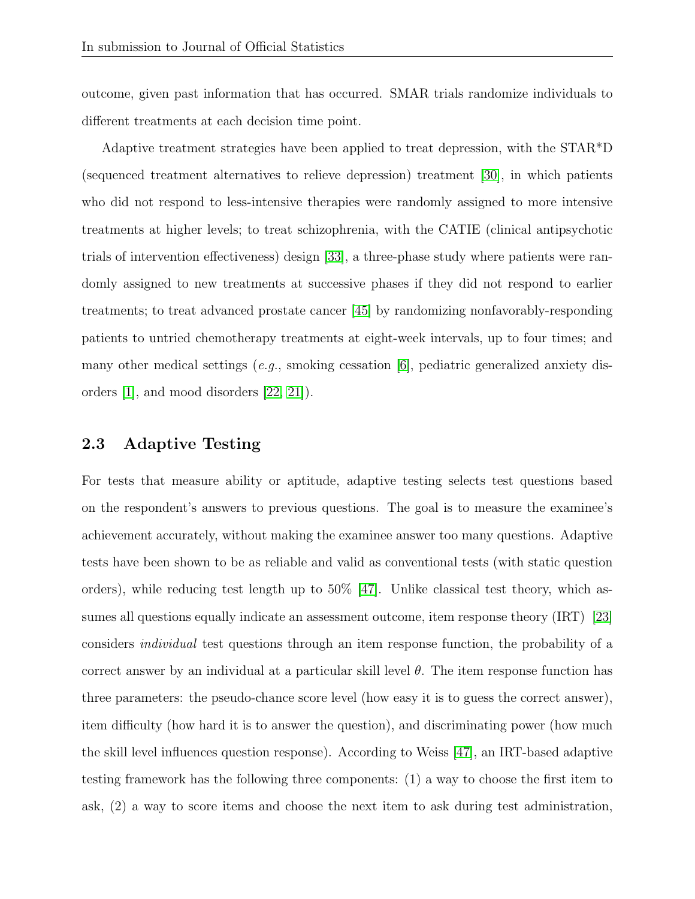outcome, given past information that has occurred. SMAR trials randomize individuals to different treatments at each decision time point.

Adaptive treatment strategies have been applied to treat depression, with the STAR*D (sequenced treatment alternatives to relieve depression) treatment [30], in which patients who did not respond to less-intensive therapies were randomly assigned to more intensive treatments at higher levels; to treat schizophrenia, with the CATIE (clinical antipsychotic trials of intervention effectiveness) design [33], a three-phase study where patients were randomly assigned to new treatments at successive phases if they did not respond to earlier treatments; to treat advanced prostate cancer [45] by randomizing nonfavorably-responding patients to untried chemotherapy treatments at eight-week intervals, up to four times; and many other medical settings (*e.g.*, smoking cessation [6], pediatric generalized anxiety disorders [1], and mood disorders [22, 21]).

### 2.3 Adaptive Testing

For tests that measure ability or aptitude, adaptive testing selects test questions based on the respondent's answers to previous questions. The goal is to measure the examinee's achievement accurately, without making the examinee answer too many questions. Adaptive tests have been shown to be as reliable and valid as conventional tests (with static question orders), while reducing test length up to 50% [47]. Unlike classical test theory, which assumes all questions equally indicate an assessment outcome, item response theory (IRT) [23] considers *individual* test questions through an item response function, the probability of a correct answer by an individual at a particular skill level $\theta$. The item response function has three parameters: the pseudo-chance score level (how easy it is to guess the correct answer), item difficulty (how hard it is to answer the question), and discriminating power (how much the skill level influences question response). According to Weiss [47], an IRT-based adaptive testing framework has the following three components: (1) a way to choose the first item to ask, (2) a way to score items and choose the next item to ask during test administration,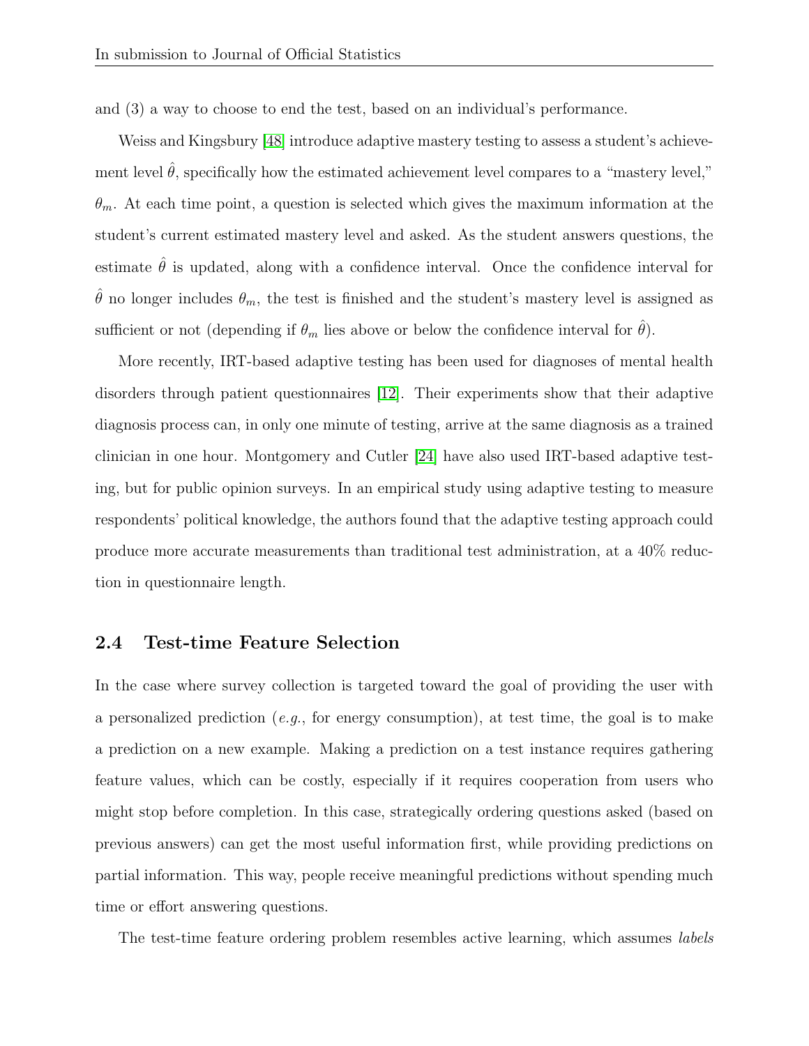and (3) a way to choose to end the test, based on an individual's performance.

Weiss and Kingsbury [48] introduce adaptive mastery testing to assess a student's achievement level $\hat{\theta}$, specifically how the estimated achievement level compares to a "mastery level," $\theta_m$. At each time point, a question is selected which gives the maximum information at the student's current estimated mastery level and asked. As the student answers questions, the estimate $\hat{\theta}$ is updated, along with a confidence interval. Once the confidence interval for $\hat{\theta}$ no longer includes $\theta_m$, the test is finished and the student's mastery level is assigned as sufficient or not (depending if $\theta_m$ lies above or below the confidence interval for $\hat{\theta}$).

More recently, IRT-based adaptive testing has been used for diagnoses of mental health disorders through patient questionnaires [12]. Their experiments show that their adaptive diagnosis process can, in only one minute of testing, arrive at the same diagnosis as a trained clinician in one hour. Montgomery and Cutler [24] have also used IRT-based adaptive testing, but for public opinion surveys. In an empirical study using adaptive testing to measure respondents' political knowledge, the authors found that the adaptive testing approach could produce more accurate measurements than traditional test administration, at a 40% reduction in questionnaire length.

## 2.4 Test-time Feature Selection

In the case where survey collection is targeted toward the goal of providing the user with a personalized prediction (*e.g.*, for energy consumption), at test time, the goal is to make a prediction on a new example. Making a prediction on a test instance requires gathering feature values, which can be costly, especially if it requires cooperation from users who might stop before completion. In this case, strategically ordering questions asked (based on previous answers) can get the most useful information first, while providing predictions on partial information. This way, people receive meaningful predictions without spending much time or effort answering questions.

The test-time feature ordering problem resembles active learning, which assumes *labels*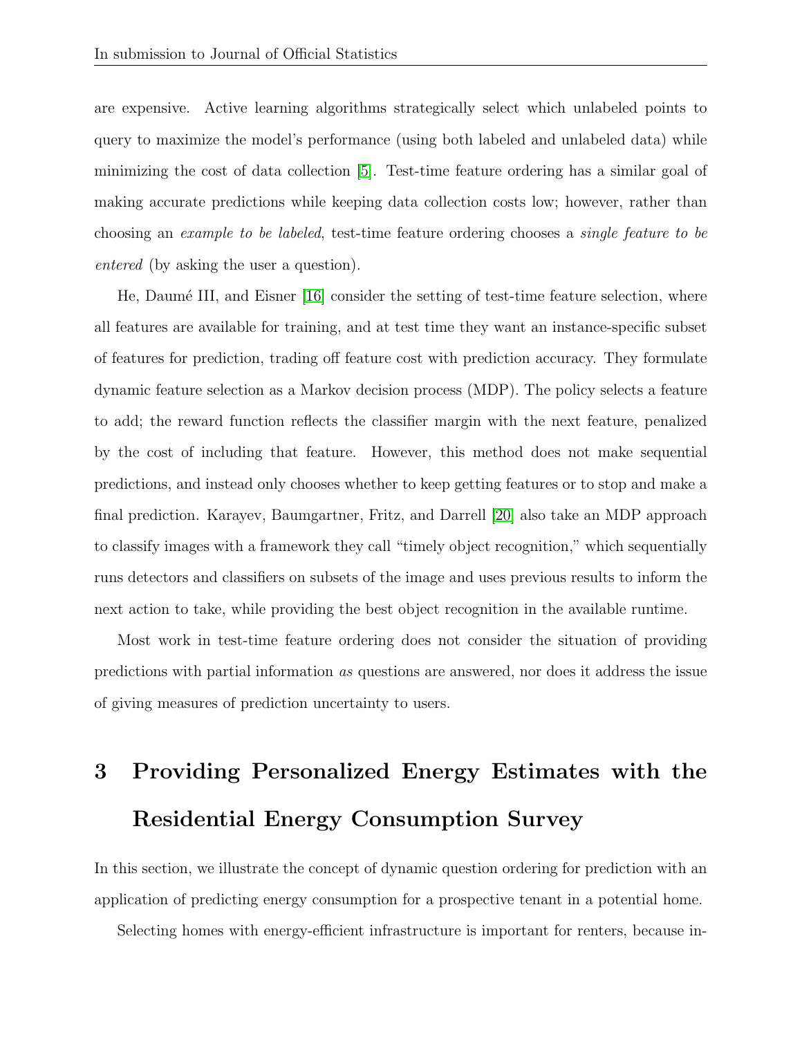are expensive. Active learning algorithms strategically select which unlabeled points to query to maximize the model's performance (using both labeled and unlabeled data) while minimizing the cost of data collection [5]. Test-time feature ordering has a similar goal of making accurate predictions while keeping data collection costs low; however, rather than choosing an *example to be labeled*, test-time feature ordering chooses a *single feature to be entered* (by asking the user a question).

He, Daumé III, and Eisner [16] consider the setting of test-time feature selection, where all features are available for training, and at test time they want an instance-specific subset of features for prediction, trading off feature cost with prediction accuracy. They formulate dynamic feature selection as a Markov decision process (MDP). The policy selects a feature to add; the reward function reflects the classifier margin with the next feature, penalized by the cost of including that feature. However, this method does not make sequential predictions, and instead only chooses whether to keep getting features or to stop and make a final prediction. Karayev, Baumgartner, Fritz, and Darrell [20] also take an MDP approach to classify images with a framework they call "timely object recognition," which sequentially runs detectors and classifiers on subsets of the image and uses previous results to inform the next action to take, while providing the best object recognition in the available runtime.

Most work in test-time feature ordering does not consider the situation of providing predictions with partial information *as* questions are answered, nor does it address the issue of giving measures of prediction uncertainty to users.

# 3 Providing Personalized Energy Estimates with the Residential Energy Consumption Survey

In this section, we illustrate the concept of dynamic question ordering for prediction with an application of predicting energy consumption for a prospective tenant in a potential home.

Selecting homes with energy-efficient infrastructure is important for renters, because in-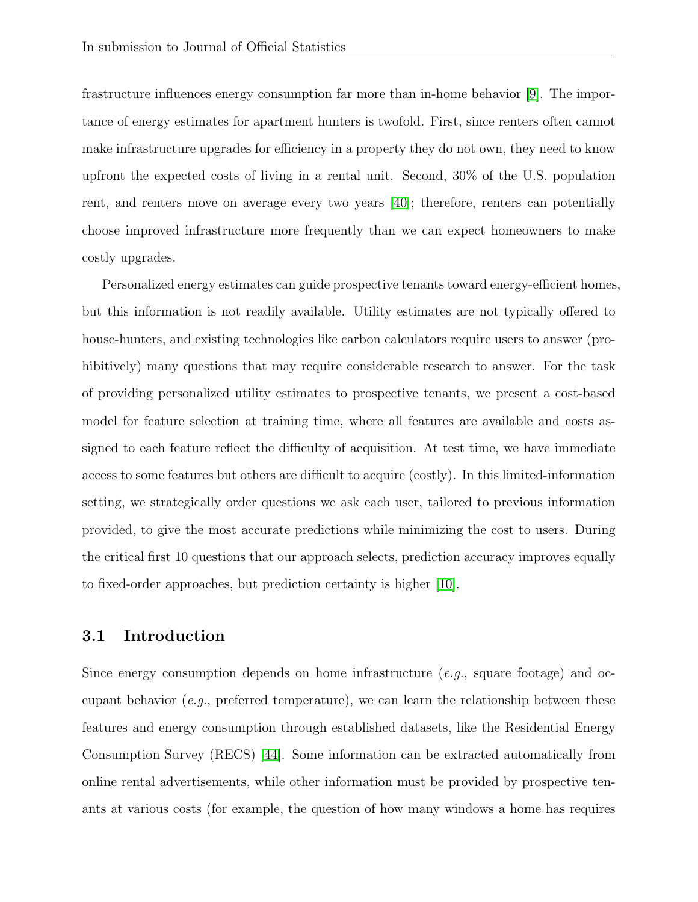frastructure influences energy consumption far more than in-home behavior [9]. The importance of energy estimates for apartment hunters is twofold. First, since renters often cannot make infrastructure upgrades for efficiency in a property they do not own, they need to know upfront the expected costs of living in a rental unit. Second, 30% of the U.S. population rent, and renters move on average every two years [40]; therefore, renters can potentially choose improved infrastructure more frequently than we can expect homeowners to make costly upgrades.

Personalized energy estimates can guide prospective tenants toward energy-efficient homes, but this information is not readily available. Utility estimates are not typically offered to house-hunters, and existing technologies like carbon calculators require users to answer (prohibitively) many questions that may require considerable research to answer. For the task of providing personalized utility estimates to prospective tenants, we present a cost-based model for feature selection at training time, where all features are available and costs assigned to each feature reflect the difficulty of acquisition. At test time, we have immediate access to some features but others are difficult to acquire (costly). In this limited-information setting, we strategically order questions we ask each user, tailored to previous information provided, to give the most accurate predictions while minimizing the cost to users. During the critical first 10 questions that our approach selects, prediction accuracy improves equally to fixed-order approaches, but prediction certainty is higher [10].

### 3.1 Introduction

Since energy consumption depends on home infrastructure (*e.g.*, square footage) and occupant behavior (*e.g.*, preferred temperature), we can learn the relationship between these features and energy consumption through established datasets, like the Residential Energy Consumption Survey (RECS) [44]. Some information can be extracted automatically from online rental advertisements, while other information must be provided by prospective tenants at various costs (for example, the question of how many windows a home has requires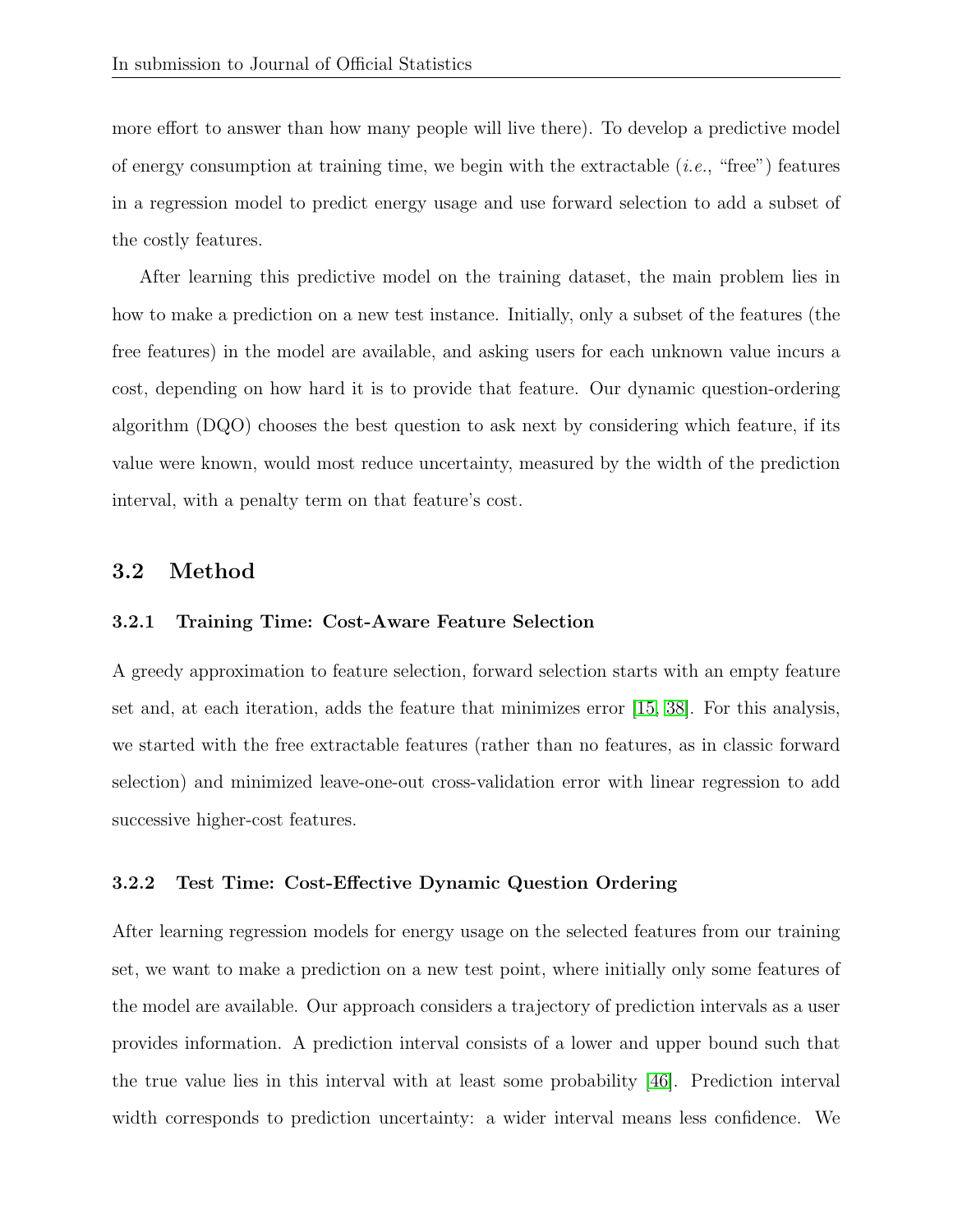more effort to answer than how many people will live there). To develop a predictive model of energy consumption at training time, we begin with the extractable (*i.e.*, "free") features in a regression model to predict energy usage and use forward selection to add a subset of the costly features.

After learning this predictive model on the training dataset, the main problem lies in how to make a prediction on a new test instance. Initially, only a subset of the features (the free features) in the model are available, and asking users for each unknown value incurs a cost, depending on how hard it is to provide that feature. Our dynamic question-ordering algorithm (DQO) chooses the best question to ask next by considering which feature, if its value were known, would most reduce uncertainty, measured by the width of the prediction interval, with a penalty term on that feature's cost.

## 3.2 Method

### 3.2.1 Training Time: Cost-Aware Feature Selection

A greedy approximation to feature selection, forward selection starts with an empty feature set and, at each iteration, adds the feature that minimizes error [15, 38]. For this analysis, we started with the free extractable features (rather than no features, as in classic forward selection) and minimized leave-one-out cross-validation error with linear regression to add successive higher-cost features.

### 3.2.2 Test Time: Cost-Effective Dynamic Question Ordering

After learning regression models for energy usage on the selected features from our training set, we want to make a prediction on a new test point, where initially only some features of the model are available. Our approach considers a trajectory of prediction intervals as a user provides information. A prediction interval consists of a lower and upper bound such that the true value lies in this interval with at least some probability [46]. Prediction interval width corresponds to prediction uncertainty: a wider interval means less confidence. We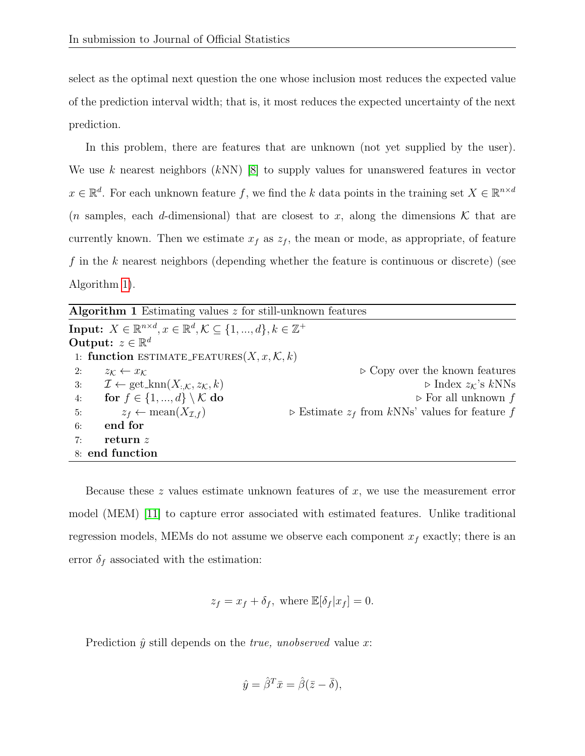select as the optimal next question the one whose inclusion most reduces the expected value of the prediction interval width; that is, it most reduces the expected uncertainty of the next prediction.

In this problem, there are features that are unknown (not yet supplied by the user). We use $k$ nearest neighbors ($k$NN) [8] to supply values for unanswered features in vector $x \in \mathbb{R}^d$. For each unknown feature $f$, we find the $k$ data points in the training set $X \in \mathbb{R}^{n \times d}$ ($n$ samples, each $d$-dimensional) that are closest to $x$, along the dimensions $\mathcal{K}$ that are currently known. Then we estimate $x_f$ as $z_f$, the mean or mode, as appropriate, of feature $f$ in the $k$ nearest neighbors (depending whether the feature is continuous or discrete) (see Algorithm 1).

**Algorithm 1** Estimating values $z$ for still-unknown features

**Input:** $X \in \mathbb{R}^{n \times d}, x \in \mathbb{R}^d, \mathcal{K} \subseteq \{1, ..., d\}, k \in \mathbb{Z}^+$
**Output:** $z \in \mathbb{R}^d$

```
1: function ESTIMATE_FEATURES(X, x, K, k)
2:     z_K ← x_K                                 ▷ Copy over the known features
3:     I ← get_knn(X_{:,K}, z_K, k)              ▷ Index z_K's kNNs
4:     for f ∈ {1, ..., d} \ K do                ▷ For all unknown f
5:         z_f ← mean(X_{I,f})                   ▷ Estimate z_f from kNNs' values for feature f
6:     end for
7:     return z
8: end function
```

Because these $z$ values estimate unknown features of $x$, we use the measurement error model (MEM) [11] to capture error associated with estimated features. Unlike traditional regression models, MEMs do not assume we observe each component $x_f$ exactly; there is an error $\delta_f$ associated with the estimation:

$$z_f = x_f + \delta_f, \text{ where } \mathbb{E}[\delta_f | x_f] = 0.$$

Prediction $\hat{y}$ still depends on the *true, unobserved* value $x$:

$$\hat{y} = \hat{\beta}^T \bar{x} = \hat{\beta}(\bar{z} - \bar{\delta}),$$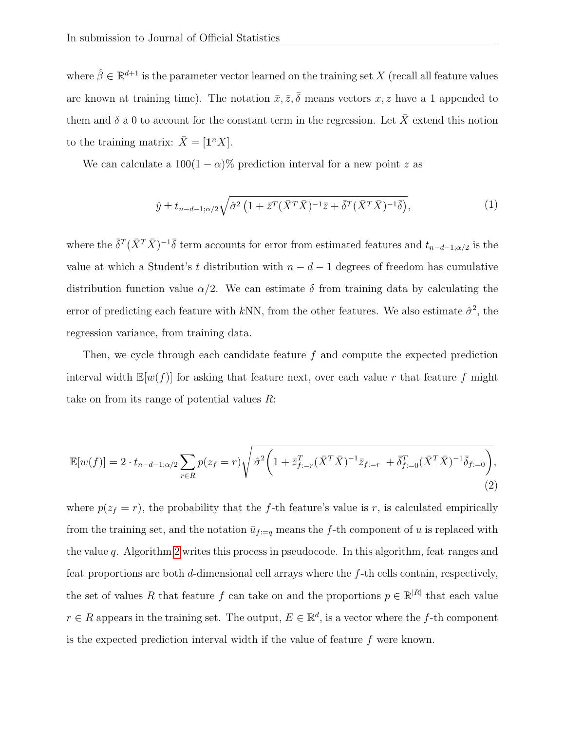where $\hat{\beta} \in \mathbb{R}^{d+1}$ is the parameter vector learned on the training set $X$ (recall all feature values are known at training time). The notation $\bar{x}, \bar{z}, \bar{\delta}$ means vectors $x, z$ have a 1 appended to them and $\delta$ a 0 to account for the constant term in the regression. Let $\bar{X}$ extend this notion to the training matrix: $\bar{X} = [\mathbf{1}^n X]$.

We can calculate a $100(1-\alpha)\%$ prediction interval for a new point $z$ as

$$\hat{y} \pm t_{n-d-1;\alpha/2} \sqrt{\hat{\sigma}^2 \left(1 + \bar{z}^T (\bar{X}^T \bar{X})^{-1} \bar{z} + \bar{\delta}^T (\bar{X}^T \bar{X})^{-1} \bar{\delta}\right)}, \tag{1}$$

where the $\bar{\delta}^T (\bar{X}^T \bar{X})^{-1} \bar{\delta}$ term accounts for error from estimated features and $t_{n-d-1;\alpha/2}$ is the value at which a Student's $t$ distribution with $n-d-1$ degrees of freedom has cumulative distribution function value $\alpha/2$. We can estimate $\delta$ from training data by calculating the error of predicting each feature with $k$NN, from the other features. We also estimate $\hat{\sigma}^2$, the regression variance, from training data.

Then, we cycle through each candidate feature $f$ and compute the expected prediction interval width $\mathbb{E}[w(f)]$ for asking that feature next, over each value $r$ that feature $f$ might take on from its range of potential values $R$:

$$\mathbb{E}[w(f)] = 2 \cdot t_{n-d-1;\alpha/2} \sum_{r \in R} p(z_f = r) \sqrt{\hat{\sigma}^2 \left(1 + \bar{z}_{f:=r}^T (\bar{X}^T \bar{X})^{-1} \bar{z}_{f:=r} \; + \bar{\delta}_{f:=0}^T (\bar{X}^T \bar{X})^{-1} \bar{\delta}_{f:=0}\right)}, \tag{2}$$

where $p(z_f = r)$, the probability that the $f$-th feature's value is $r$, is calculated empirically from the training set, and the notation $\bar{u}_{f:=q}$ means the $f$-th component of $u$ is replaced with the value $q$. Algorithm 2 writes this process in pseudocode. In this algorithm, feat_ranges and feat_proportions are both $d$-dimensional cell arrays where the $f$-th cells contain, respectively, the set of values $R$ that feature $f$ can take on and the proportions $p \in \mathbb{R}^{|R|}$ that each value $r \in R$ appears in the training set. The output, $E \in \mathbb{R}^d$, is a vector where the $f$-th component is the expected prediction interval width if the value of feature $f$ were known.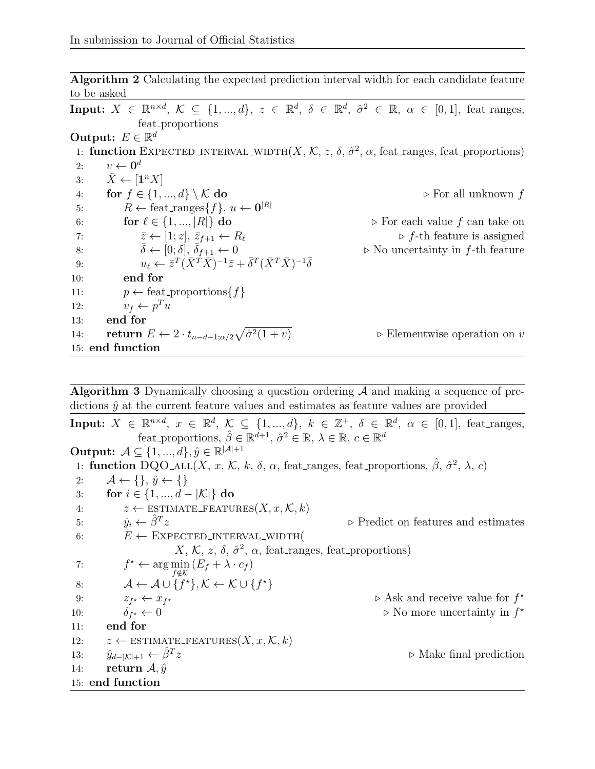**Algorithm 2** Calculating the expected prediction interval width for each candidate feature to be asked

```
Input: X ∈ ℝ^{n×d}, 𝒦 ⊆ {1,...,d}, z ∈ ℝ^d, δ ∈ ℝ^d, σ̂² ∈ ℝ, α ∈ [0,1], feat_ranges,
       feat_proportions
Output: E ∈ ℝ^d
 1: function EXPECTED_INTERVAL_WIDTH(X, 𝒦, z, δ, σ̂², α, feat_ranges, feat_proportions)
 2:     v ← 0^d
 3:     X̄ ← [1^n X]
 4:     for f ∈ {1,...,d} \ 𝒦 do                                   ▷ For all unknown f
 5:         R ← feat_ranges{f}, u ← 0^{|R|}
 6:         for ℓ ∈ {1,...,|R|} do                                 ▷ For each value f can take on
 7:             z̄ ← [1; z], z̄_{f+1} ← R_ℓ                          ▷ f-th feature is assigned
 8:             δ̄ ← [0; δ], δ̄_{f+1} ← 0                            ▷ No uncertainty in f-th feature
 9:             u_ℓ ← z̄^T (X̄^T X̄)^{-1} z̄ + δ̄^T (X̄^T X̄)^{-1} δ̄
10:         end for
11:         p ← feat_proportions{f}
12:         v_f ← p^T u
13:     end for
14:     return E ← 2 · t_{n−d−1;α/2} √(σ̂²(1 + v))                 ▷ Elementwise operation on v
15: end function
```

**Algorithm 3** Dynamically choosing a question ordering $\mathcal{A}$ and making a sequence of predictions $\hat{y}$ at the current feature values and estimates as feature values are provided

```
Input: X ∈ ℝ^{n×d}, x ∈ ℝ^d, 𝒦 ⊆ {1,...,d}, k ∈ ℤ⁺, δ ∈ ℝ^d, α ∈ [0,1], feat_ranges,
       feat_proportions, β̂ ∈ ℝ^{d+1}, σ̂² ∈ ℝ, λ ∈ ℝ, c ∈ ℝ^d
Output: 𝒜 ⊆ {1,...,d}, ŷ ∈ ℝ^{|𝒜|+1}
 1: function DQO_ALL(X, x, 𝒦, k, δ, α, feat_ranges, feat_proportions, β̂, σ̂², λ, c)
 2:     𝒜 ← {}, ŷ ← {}
 3:     for i ∈ {1,...,d − |𝒦|} do
 4:         z ← ESTIMATE_FEATURES(X, x, 𝒦, k)
 5:         ŷ_i ← β̂^T z                                             ▷ Predict on features and estimates
 6:         E ← EXPECTED_INTERVAL_WIDTH(
                    X, 𝒦, z, δ, σ̂², α, feat_ranges, feat_proportions)
 7:         f* ← arg min_{f∉𝒦} (E_f + λ · c_f)
 8:         𝒜 ← 𝒜 ∪ {f*}, 𝒦 ← 𝒦 ∪ {f*}
 9:         z_{f*} ← x_{f*}                                          ▷ Ask and receive value for f*
10:         δ_{f*} ← 0                                               ▷ No more uncertainty in f*
11:     end for
12:     z ← ESTIMATE_FEATURES(X, x, 𝒦, k)
13:     ŷ_{d−|𝒦|+1} ← β̂^T z                                         ▷ Make final prediction
14:     return 𝒜, ŷ
15: end function
```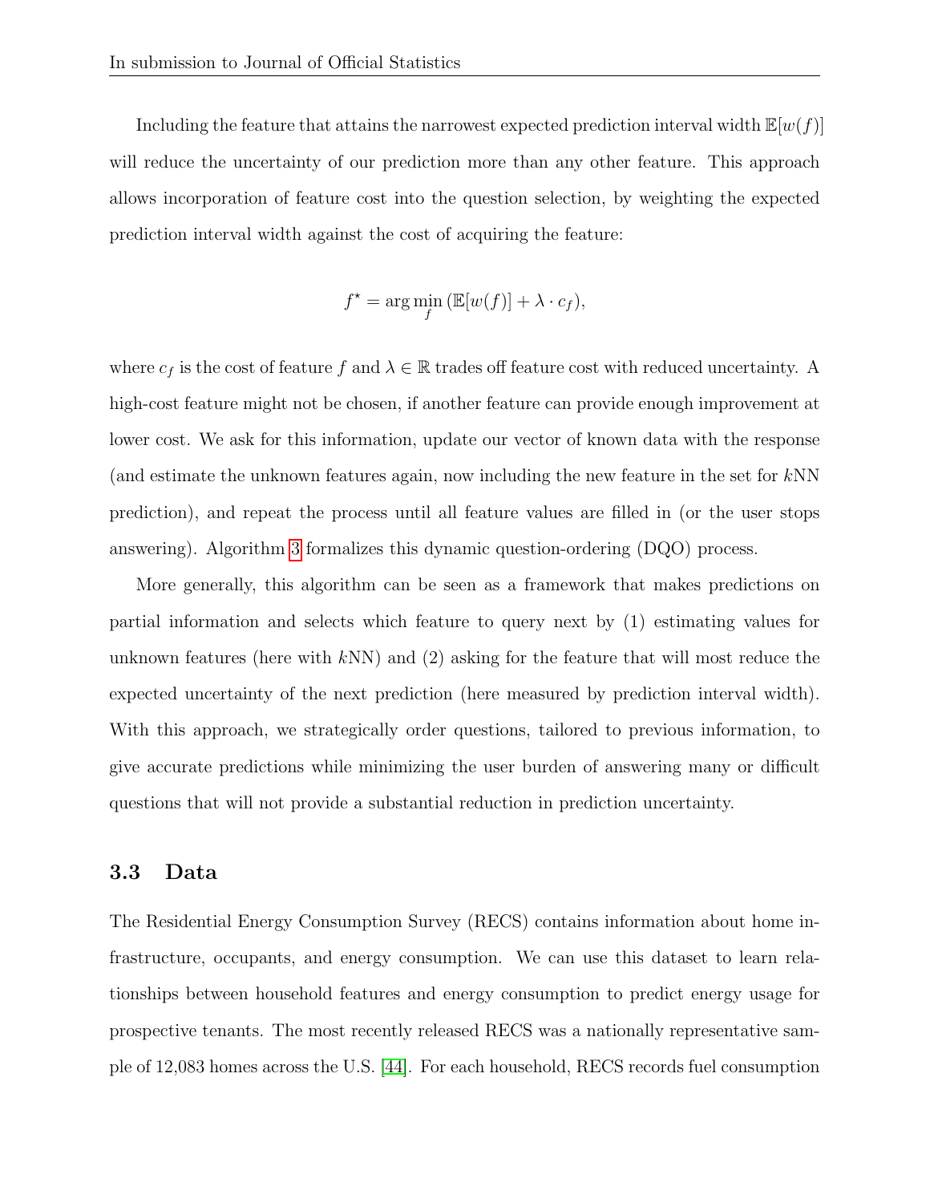Including the feature that attains the narrowest expected prediction interval width $\mathbb{E}[w(f)]$ will reduce the uncertainty of our prediction more than any other feature. This approach allows incorporation of feature cost into the question selection, by weighting the expected prediction interval width against the cost of acquiring the feature:

$$f^{\star} = \arg\min_{f} \left(\mathbb{E}[w(f)] + \lambda \cdot c_f\right),$$

where $c_f$ is the cost of feature $f$ and $\lambda \in \mathbb{R}$ trades off feature cost with reduced uncertainty. A high-cost feature might not be chosen, if another feature can provide enough improvement at lower cost. We ask for this information, update our vector of known data with the response (and estimate the unknown features again, now including the new feature in the set for $k$NN prediction), and repeat the process until all feature values are filled in (or the user stops answering). Algorithm 3 formalizes this dynamic question-ordering (DQO) process.

More generally, this algorithm can be seen as a framework that makes predictions on partial information and selects which feature to query next by (1) estimating values for unknown features (here with $k$NN) and (2) asking for the feature that will most reduce the expected uncertainty of the next prediction (here measured by prediction interval width). With this approach, we strategically order questions, tailored to previous information, to give accurate predictions while minimizing the user burden of answering many or difficult questions that will not provide a substantial reduction in prediction uncertainty.

### 3.3 Data

The Residential Energy Consumption Survey (RECS) contains information about home infrastructure, occupants, and energy consumption. We can use this dataset to learn relationships between household features and energy consumption to predict energy usage for prospective tenants. The most recently released RECS was a nationally representative sample of 12,083 homes across the U.S. [44]. For each household, RECS records fuel consumption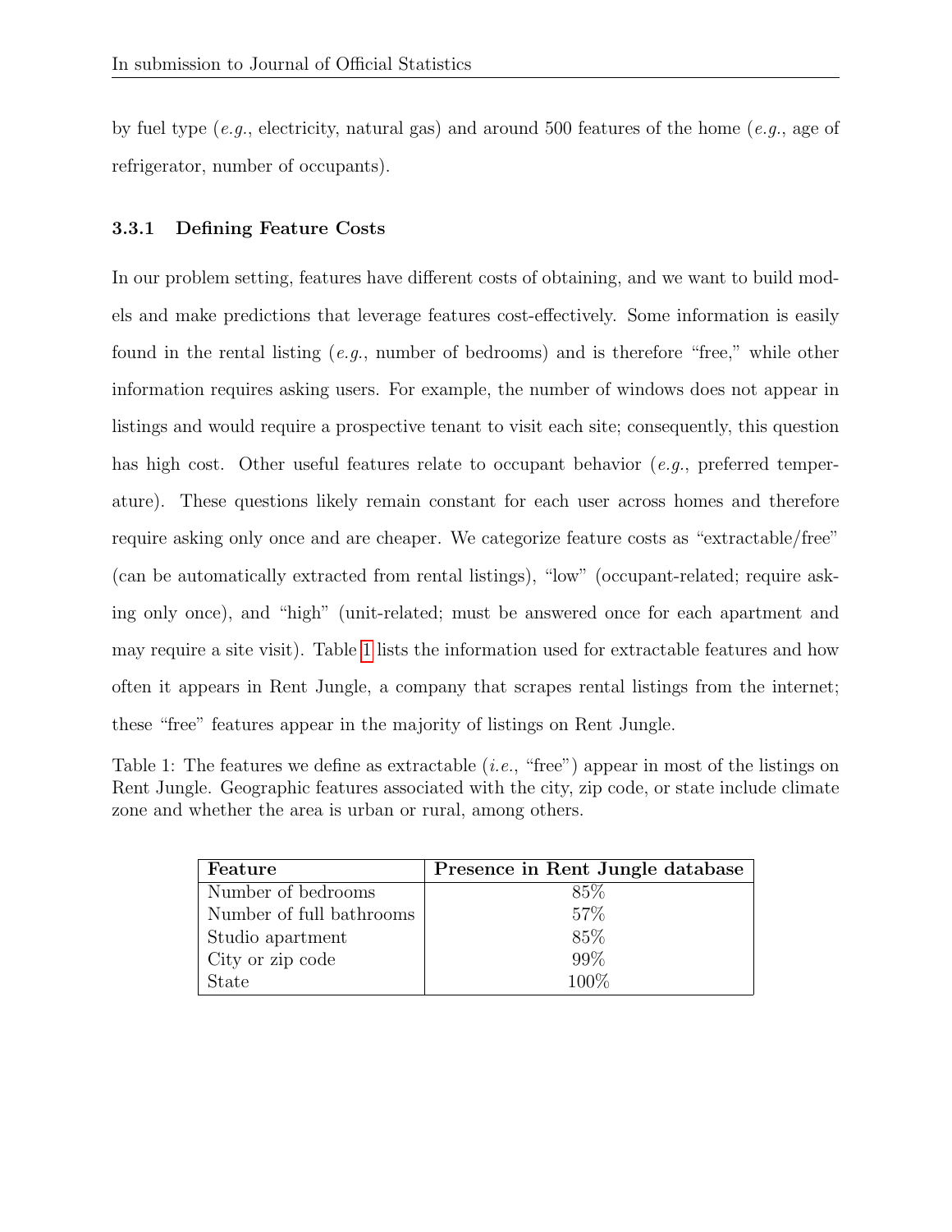by fuel type (*e.g.*, electricity, natural gas) and around 500 features of the home (*e.g.*, age of refrigerator, number of occupants).

### 3.3.1 Defining Feature Costs

In our problem setting, features have different costs of obtaining, and we want to build models and make predictions that leverage features cost-effectively. Some information is easily found in the rental listing (*e.g.*, number of bedrooms) and is therefore "free," while other information requires asking users. For example, the number of windows does not appear in listings and would require a prospective tenant to visit each site; consequently, this question has high cost. Other useful features relate to occupant behavior (*e.g.*, preferred temperature). These questions likely remain constant for each user across homes and therefore require asking only once and are cheaper. We categorize feature costs as "extractable/free" (can be automatically extracted from rental listings), "low" (occupant-related; require asking only once), and "high" (unit-related; must be answered once for each apartment and may require a site visit). Table 1 lists the information used for extractable features and how often it appears in Rent Jungle, a company that scrapes rental listings from the internet; these "free" features appear in the majority of listings on Rent Jungle.

Table 1: The features we define as extractable (*i.e.*, "free") appear in most of the listings on Rent Jungle. Geographic features associated with the city, zip code, or state include climate zone and whether the area is urban or rural, among others.

| Feature | Presence in Rent Jungle database |
|---|---|
| Number of bedrooms | 85% |
| Number of full bathrooms | 57% |
| Studio apartment | 85% |
| City or zip code | 99% |
| State | 100% |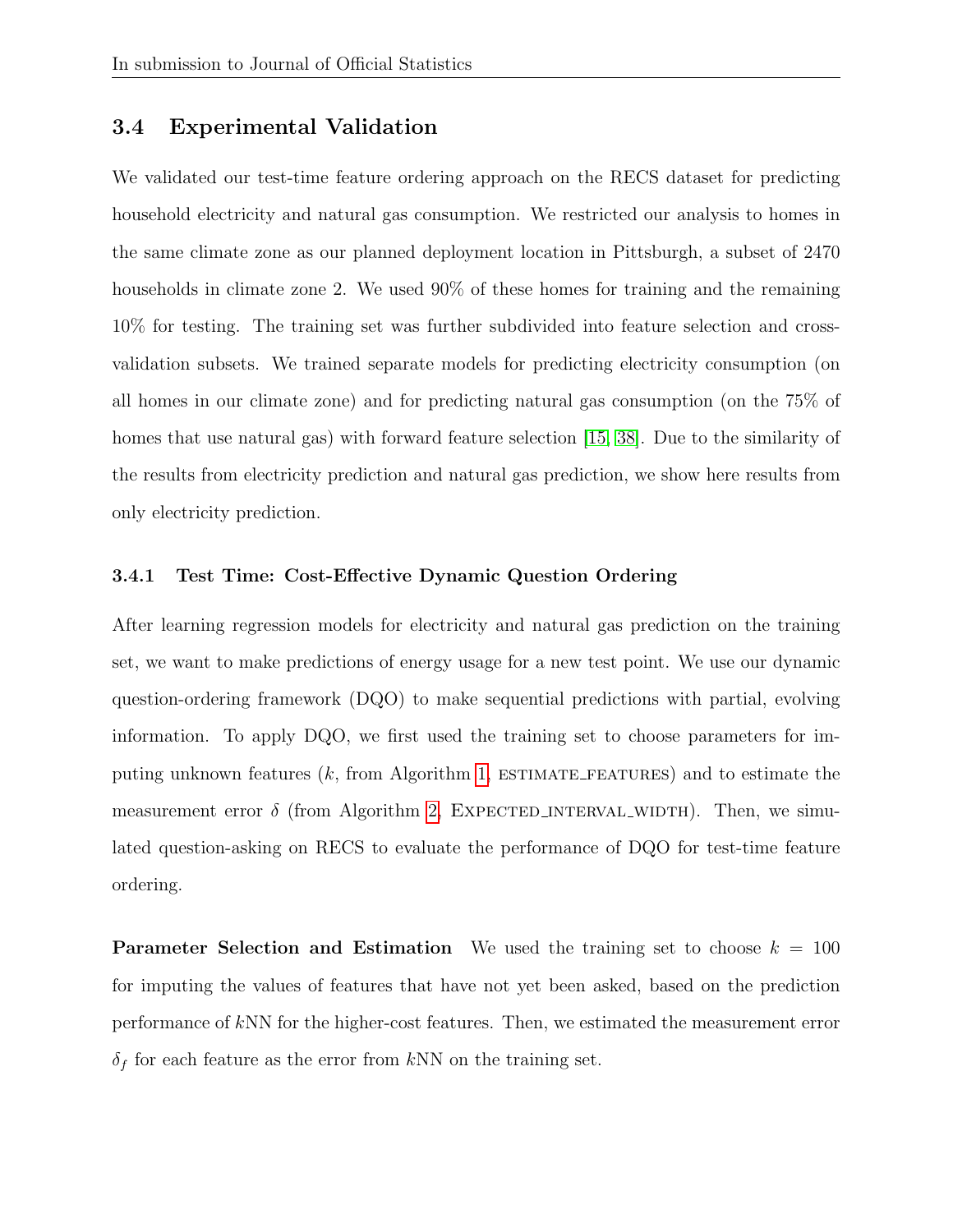### 3.4 Experimental Validation

We validated our test-time feature ordering approach on the RECS dataset for predicting household electricity and natural gas consumption. We restricted our analysis to homes in the same climate zone as our planned deployment location in Pittsburgh, a subset of 2470 households in climate zone 2. We used 90% of these homes for training and the remaining 10% for testing. The training set was further subdivided into feature selection and cross-validation subsets. We trained separate models for predicting electricity consumption (on all homes in our climate zone) and for predicting natural gas consumption (on the 75% of homes that use natural gas) with forward feature selection [15, 38]. Due to the similarity of the results from electricity prediction and natural gas prediction, we show here results from only electricity prediction.

#### 3.4.1 Test Time: Cost-Effective Dynamic Question Ordering

After learning regression models for electricity and natural gas prediction on the training set, we want to make predictions of energy usage for a new test point. We use our dynamic question-ordering framework (DQO) to make sequential predictions with partial, evolving information. To apply DQO, we first used the training set to choose parameters for imputing unknown features ($k$, from Algorithm 1, ESTIMATE_FEATURES) and to estimate the measurement error $\delta$ (from Algorithm 2, EXPECTED_INTERVAL_WIDTH). Then, we simulated question-asking on RECS to evaluate the performance of DQO for test-time feature ordering.

**Parameter Selection and Estimation** We used the training set to choose $k = 100$ for imputing the values of features that have not yet been asked, based on the prediction performance of $k$NN for the higher-cost features. Then, we estimated the measurement error $\delta_f$ for each feature as the error from $k$NN on the training set.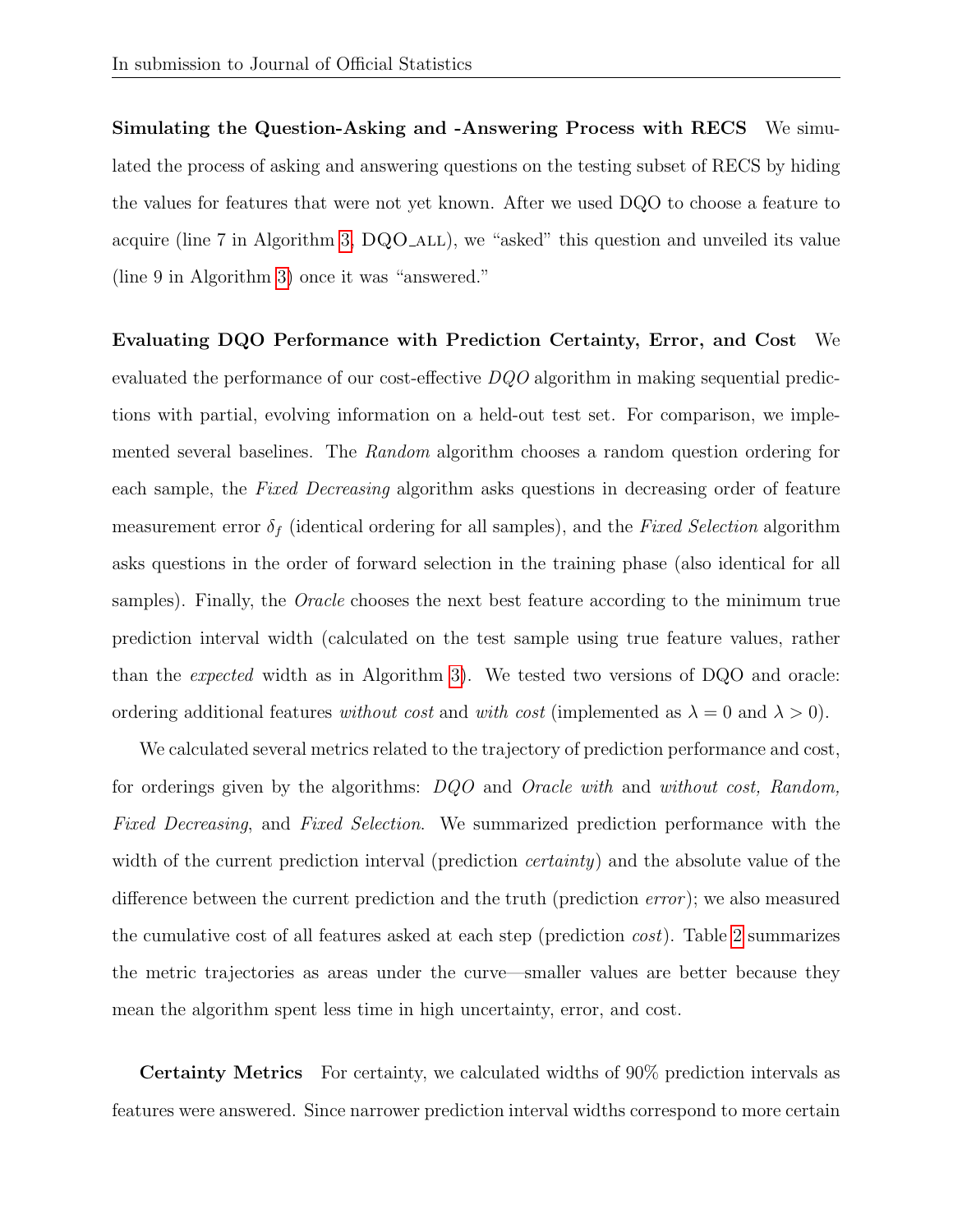**Simulating the Question-Asking and -Answering Process with RECS** We simulated the process of asking and answering questions on the testing subset of RECS by hiding the values for features that were not yet known. After we used DQO to choose a feature to acquire (line 7 in Algorithm 3, DQO_ALL), we "asked" this question and unveiled its value (line 9 in Algorithm 3) once it was "answered."

**Evaluating DQO Performance with Prediction Certainty, Error, and Cost** We evaluated the performance of our cost-effective *DQO* algorithm in making sequential predictions with partial, evolving information on a held-out test set. For comparison, we implemented several baselines. The *Random* algorithm chooses a random question ordering for each sample, the *Fixed Decreasing* algorithm asks questions in decreasing order of feature measurement error $\delta_f$ (identical ordering for all samples), and the *Fixed Selection* algorithm asks questions in the order of forward selection in the training phase (also identical for all samples). Finally, the *Oracle* chooses the next best feature according to the minimum true prediction interval width (calculated on the test sample using true feature values, rather than the *expected* width as in Algorithm 3). We tested two versions of DQO and oracle: ordering additional features *without cost* and *with cost* (implemented as $\lambda = 0$ and $\lambda > 0$).

We calculated several metrics related to the trajectory of prediction performance and cost, for orderings given by the algorithms: *DQO* and *Oracle with* and *without cost, Random, Fixed Decreasing*, and *Fixed Selection*. We summarized prediction performance with the width of the current prediction interval (prediction *certainty*) and the absolute value of the difference between the current prediction and the truth (prediction *error*); we also measured the cumulative cost of all features asked at each step (prediction *cost*). Table 2 summarizes the metric trajectories as areas under the curve—smaller values are better because they mean the algorithm spent less time in high uncertainty, error, and cost.

**Certainty Metrics** For certainty, we calculated widths of 90% prediction intervals as features were answered. Since narrower prediction interval widths correspond to more certain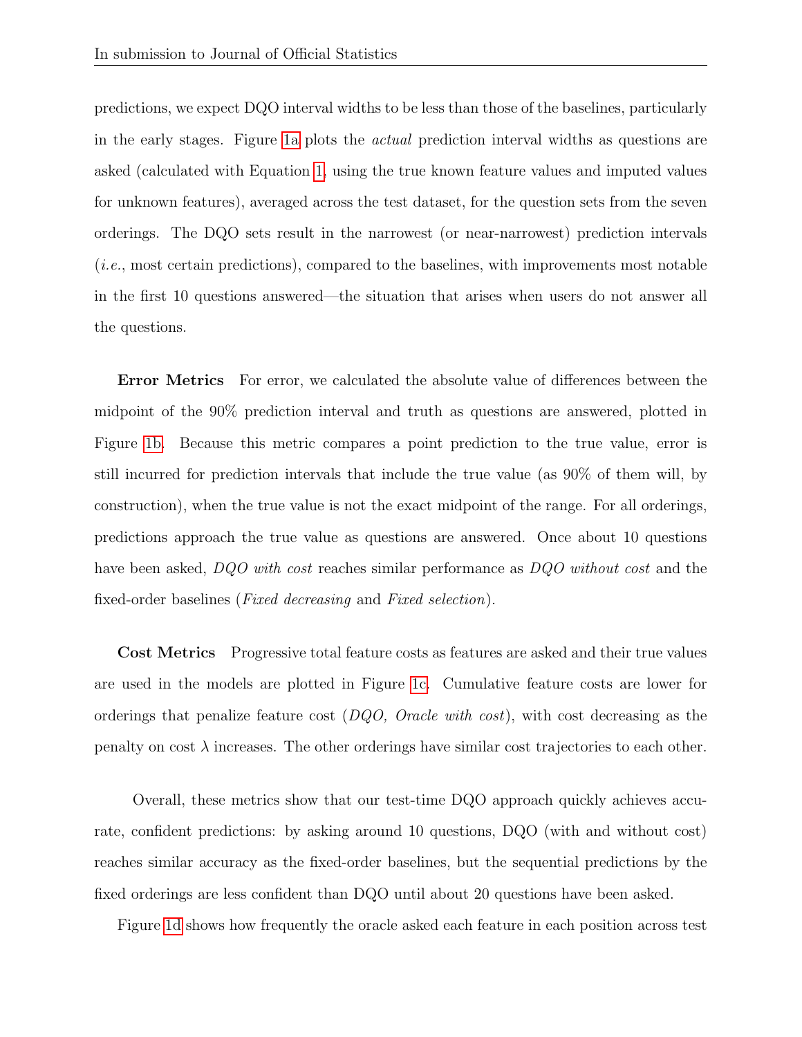predictions, we expect DQO interval widths to be less than those of the baselines, particularly in the early stages. Figure 1a plots the *actual* prediction interval widths as questions are asked (calculated with Equation 1, using the true known feature values and imputed values for unknown features), averaged across the test dataset, for the question sets from the seven orderings. The DQO sets result in the narrowest (or near-narrowest) prediction intervals (*i.e.*, most certain predictions), compared to the baselines, with improvements most notable in the first 10 questions answered—the situation that arises when users do not answer all the questions.

**Error Metrics** For error, we calculated the absolute value of differences between the midpoint of the 90% prediction interval and truth as questions are answered, plotted in Figure 1b. Because this metric compares a point prediction to the true value, error is still incurred for prediction intervals that include the true value (as 90% of them will, by construction), when the true value is not the exact midpoint of the range. For all orderings, predictions approach the true value as questions are answered. Once about 10 questions have been asked, *DQO with cost* reaches similar performance as *DQO without cost* and the fixed-order baselines (*Fixed decreasing* and *Fixed selection*).

**Cost Metrics** Progressive total feature costs as features are asked and their true values are used in the models are plotted in Figure 1c. Cumulative feature costs are lower for orderings that penalize feature cost (*DQO, Oracle with cost*), with cost decreasing as the penalty on cost $\lambda$ increases. The other orderings have similar cost trajectories to each other.

Overall, these metrics show that our test-time DQO approach quickly achieves accurate, confident predictions: by asking around 10 questions, DQO (with and without cost) reaches similar accuracy as the fixed-order baselines, but the sequential predictions by the fixed orderings are less confident than DQO until about 20 questions have been asked.

Figure 1d shows how frequently the oracle asked each feature in each position across test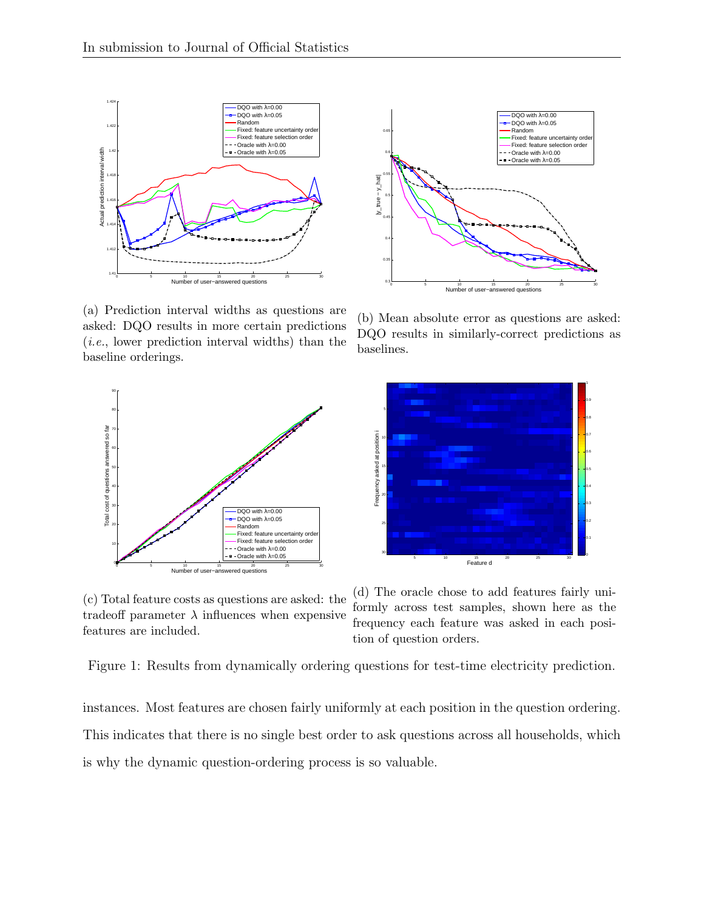(a) Prediction interval widths as questions are asked: DQO results in more certain predictions (*i.e.*, lower prediction interval widths) than the baseline orderings.

(b) Mean absolute error as questions are asked: DQO results in similarly-correct predictions as baselines.

(c) Total feature costs as questions are asked: the tradeoff parameter $\lambda$ influences when expensive features are included.

(d) The oracle chose to add features fairly uniformly across test samples, shown here as the frequency each feature was asked in each position of question orders.

Figure 1: Results from dynamically ordering questions for test-time electricity prediction.

instances. Most features are chosen fairly uniformly at each position in the question ordering. This indicates that there is no single best order to ask questions across all households, which is why the dynamic question-ordering process is so valuable.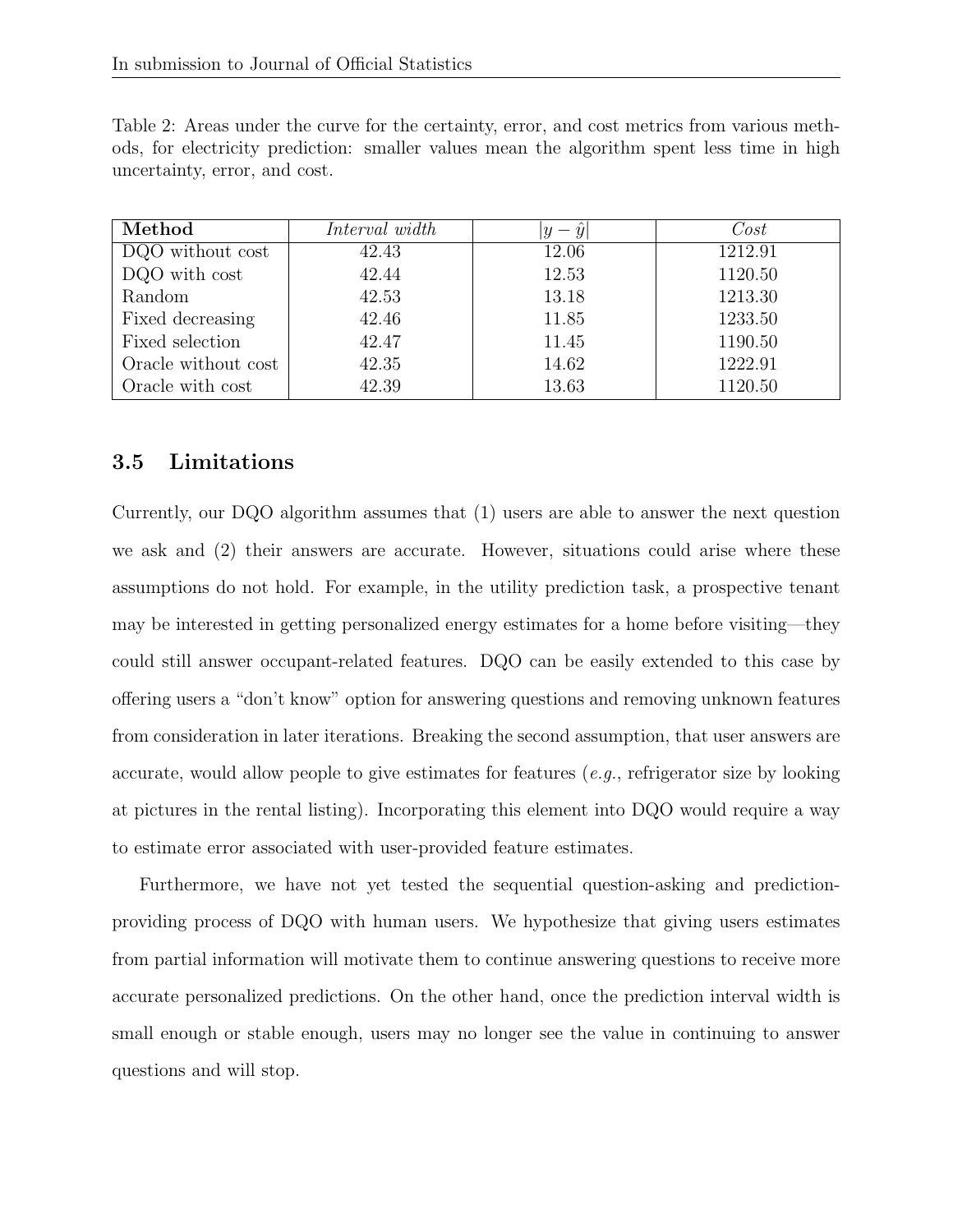Table 2: Areas under the curve for the certainty, error, and cost metrics from various methods, for electricity prediction: smaller values mean the algorithm spent less time in high uncertainty, error, and cost.

| **Method** | *Interval width* | $\|y - \hat{y}\|$ | *Cost* |
|---|---|---|---|
| DQO without cost | 42.43 | 12.06 | 1212.91 |
| DQO with cost | 42.44 | 12.53 | 1120.50 |
| Random | 42.53 | 13.18 | 1213.30 |
| Fixed decreasing | 42.46 | 11.85 | 1233.50 |
| Fixed selection | 42.47 | 11.45 | 1190.50 |
| Oracle without cost | 42.35 | 14.62 | 1222.91 |
| Oracle with cost | 42.39 | 13.63 | 1120.50 |

### 3.5 Limitations

Currently, our DQO algorithm assumes that (1) users are able to answer the next question we ask and (2) their answers are accurate. However, situations could arise where these assumptions do not hold. For example, in the utility prediction task, a prospective tenant may be interested in getting personalized energy estimates for a home before visiting—they could still answer occupant-related features. DQO can be easily extended to this case by offering users a "don't know" option for answering questions and removing unknown features from consideration in later iterations. Breaking the second assumption, that user answers are accurate, would allow people to give estimates for features (*e.g.*, refrigerator size by looking at pictures in the rental listing). Incorporating this element into DQO would require a way to estimate error associated with user-provided feature estimates.

Furthermore, we have not yet tested the sequential question-asking and prediction-providing process of DQO with human users. We hypothesize that giving users estimates from partial information will motivate them to continue answering questions to receive more accurate personalized predictions. On the other hand, once the prediction interval width is small enough or stable enough, users may no longer see the value in continuing to answer questions and will stop.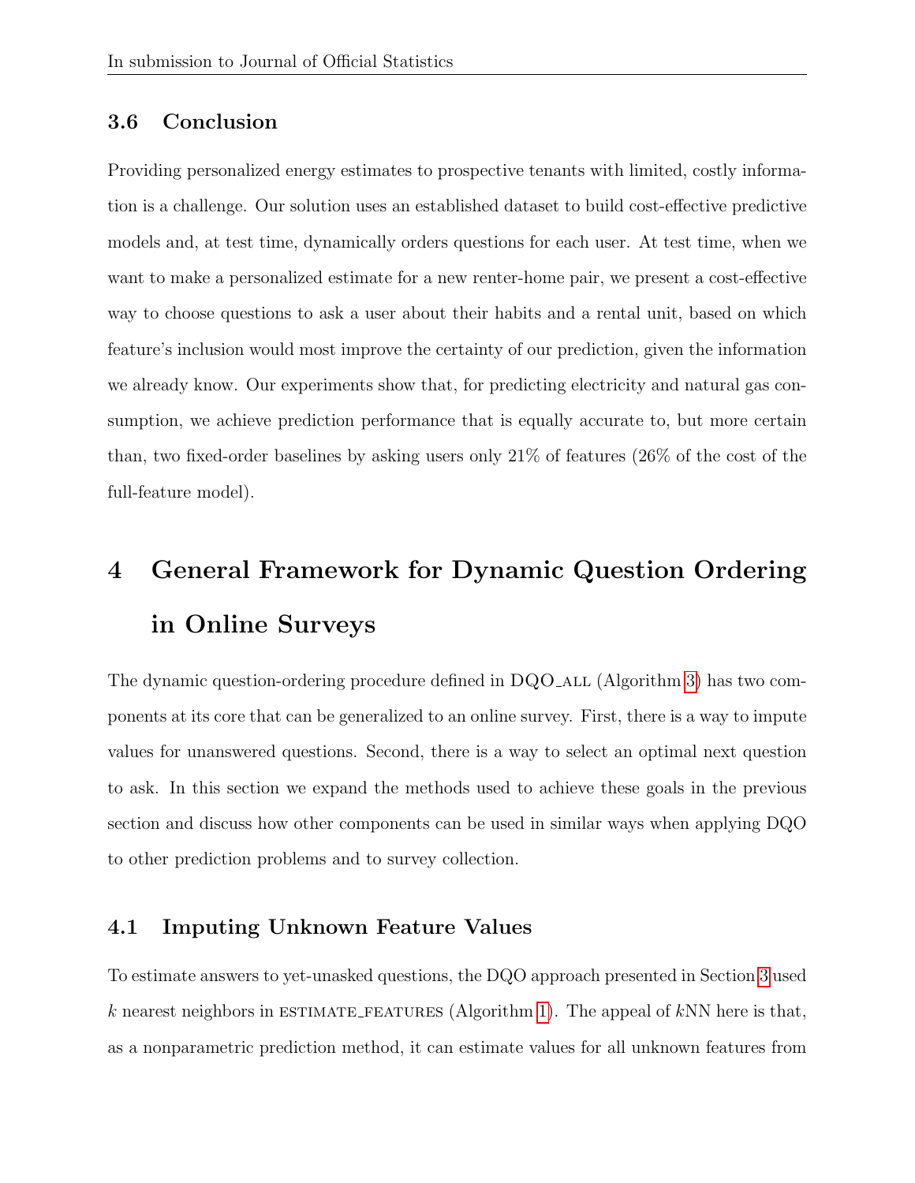### 3.6 Conclusion

Providing personalized energy estimates to prospective tenants with limited, costly information is a challenge. Our solution uses an established dataset to build cost-effective predictive models and, at test time, dynamically orders questions for each user. At test time, when we want to make a personalized estimate for a new renter-home pair, we present a cost-effective way to choose questions to ask a user about their habits and a rental unit, based on which feature's inclusion would most improve the certainty of our prediction, given the information we already know. Our experiments show that, for predicting electricity and natural gas consumption, we achieve prediction performance that is equally accurate to, but more certain than, two fixed-order baselines by asking users only 21% of features (26% of the cost of the full-feature model).

# 4 General Framework for Dynamic Question Ordering in Online Surveys

The dynamic question-ordering procedure defined in DQO_ALL (Algorithm 3) has two components at its core that can be generalized to an online survey. First, there is a way to impute values for unanswered questions. Second, there is a way to select an optimal next question to ask. In this section we expand the methods used to achieve these goals in the previous section and discuss how other components can be used in similar ways when applying DQO to other prediction problems and to survey collection.

## 4.1 Imputing Unknown Feature Values

To estimate answers to yet-unasked questions, the DQO approach presented in Section 3 used $k$ nearest neighbors in ESTIMATE_FEATURES (Algorithm 1). The appeal of $k$NN here is that, as a nonparametric prediction method, it can estimate values for all unknown features from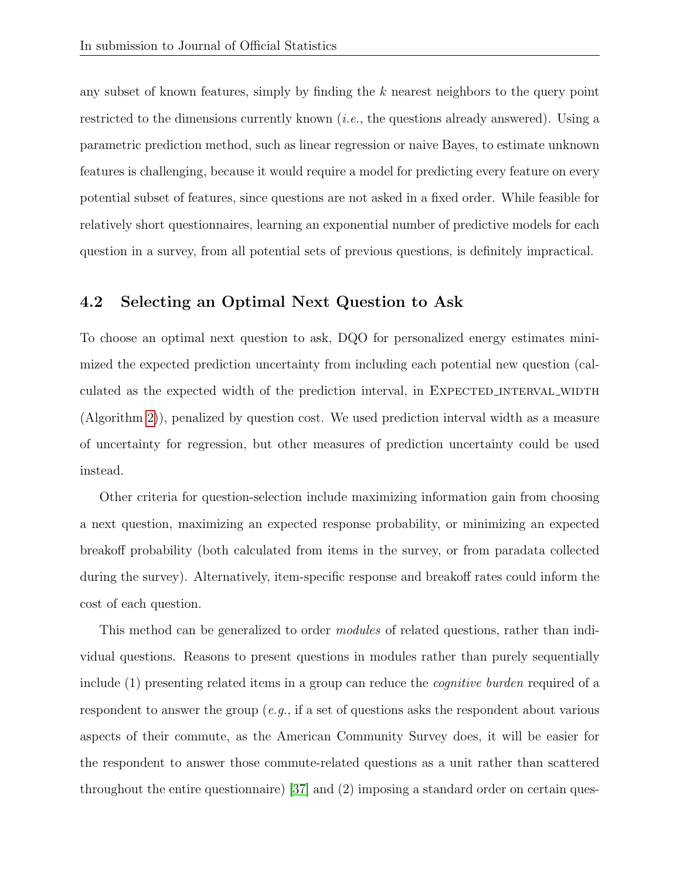any subset of known features, simply by finding the $k$ nearest neighbors to the query point restricted to the dimensions currently known (*i.e.*, the questions already answered). Using a parametric prediction method, such as linear regression or naive Bayes, to estimate unknown features is challenging, because it would require a model for predicting every feature on every potential subset of features, since questions are not asked in a fixed order. While feasible for relatively short questionnaires, learning an exponential number of predictive models for each question in a survey, from all potential sets of previous questions, is definitely impractical.

### 4.2 Selecting an Optimal Next Question to Ask

To choose an optimal next question to ask, DQO for personalized energy estimates minimized the expected prediction uncertainty from including each potential new question (calculated as the expected width of the prediction interval, in EXPECTED_INTERVAL_WIDTH (Algorithm 2)), penalized by question cost. We used prediction interval width as a measure of uncertainty for regression, but other measures of prediction uncertainty could be used instead.

Other criteria for question-selection include maximizing information gain from choosing a next question, maximizing an expected response probability, or minimizing an expected breakoff probability (both calculated from items in the survey, or from paradata collected during the survey). Alternatively, item-specific response and breakoff rates could inform the cost of each question.

This method can be generalized to order *modules* of related questions, rather than individual questions. Reasons to present questions in modules rather than purely sequentially include (1) presenting related items in a group can reduce the *cognitive burden* required of a respondent to answer the group (*e.g.*, if a set of questions asks the respondent about various aspects of their commute, as the American Community Survey does, it will be easier for the respondent to answer those commute-related questions as a unit rather than scattered throughout the entire questionnaire) [37] and (2) imposing a standard order on certain ques-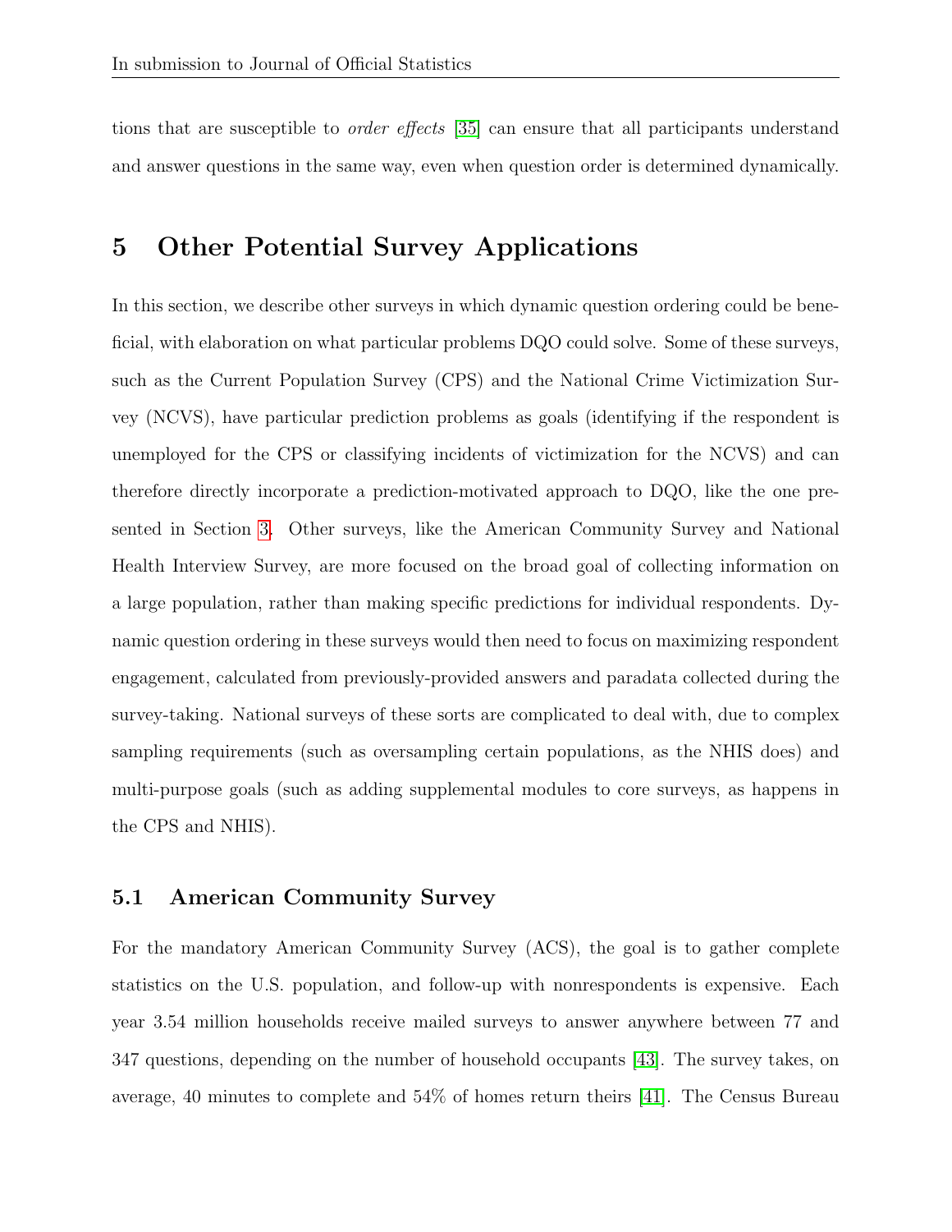tions that are susceptible to *order effects* [35] can ensure that all participants understand and answer questions in the same way, even when question order is determined dynamically.

# 5 Other Potential Survey Applications

In this section, we describe other surveys in which dynamic question ordering could be beneficial, with elaboration on what particular problems DQO could solve. Some of these surveys, such as the Current Population Survey (CPS) and the National Crime Victimization Survey (NCVS), have particular prediction problems as goals (identifying if the respondent is unemployed for the CPS or classifying incidents of victimization for the NCVS) and can therefore directly incorporate a prediction-motivated approach to DQO, like the one presented in Section 3. Other surveys, like the American Community Survey and National Health Interview Survey, are more focused on the broad goal of collecting information on a large population, rather than making specific predictions for individual respondents. Dynamic question ordering in these surveys would then need to focus on maximizing respondent engagement, calculated from previously-provided answers and paradata collected during the survey-taking. National surveys of these sorts are complicated to deal with, due to complex sampling requirements (such as oversampling certain populations, as the NHIS does) and multi-purpose goals (such as adding supplemental modules to core surveys, as happens in the CPS and NHIS).

## 5.1 American Community Survey

For the mandatory American Community Survey (ACS), the goal is to gather complete statistics on the U.S. population, and follow-up with nonrespondents is expensive. Each year 3.54 million households receive mailed surveys to answer anywhere between 77 and 347 questions, depending on the number of household occupants [43]. The survey takes, on average, 40 minutes to complete and 54% of homes return theirs [41]. The Census Bureau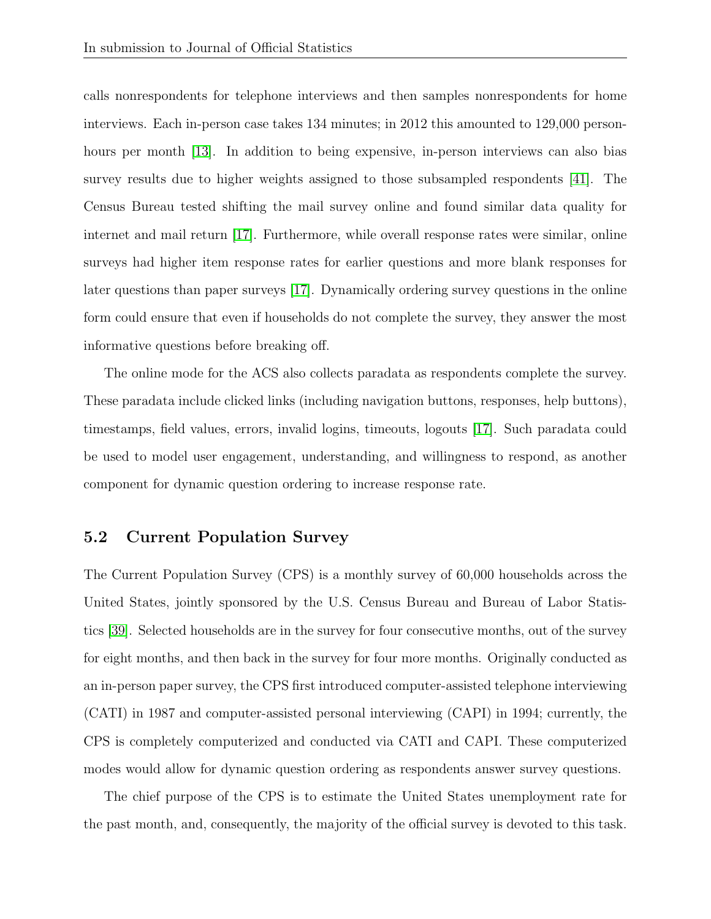calls nonrespondents for telephone interviews and then samples nonrespondents for home interviews. Each in-person case takes 134 minutes; in 2012 this amounted to 129,000 person-hours per month [13]. In addition to being expensive, in-person interviews can also bias survey results due to higher weights assigned to those subsampled respondents [41]. The Census Bureau tested shifting the mail survey online and found similar data quality for internet and mail return [17]. Furthermore, while overall response rates were similar, online surveys had higher item response rates for earlier questions and more blank responses for later questions than paper surveys [17]. Dynamically ordering survey questions in the online form could ensure that even if households do not complete the survey, they answer the most informative questions before breaking off.

The online mode for the ACS also collects paradata as respondents complete the survey. These paradata include clicked links (including navigation buttons, responses, help buttons), timestamps, field values, errors, invalid logins, timeouts, logouts [17]. Such paradata could be used to model user engagement, understanding, and willingness to respond, as another component for dynamic question ordering to increase response rate.

## 5.2 Current Population Survey

The Current Population Survey (CPS) is a monthly survey of 60,000 households across the United States, jointly sponsored by the U.S. Census Bureau and Bureau of Labor Statistics [39]. Selected households are in the survey for four consecutive months, out of the survey for eight months, and then back in the survey for four more months. Originally conducted as an in-person paper survey, the CPS first introduced computer-assisted telephone interviewing (CATI) in 1987 and computer-assisted personal interviewing (CAPI) in 1994; currently, the CPS is completely computerized and conducted via CATI and CAPI. These computerized modes would allow for dynamic question ordering as respondents answer survey questions.

The chief purpose of the CPS is to estimate the United States unemployment rate for the past month, and, consequently, the majority of the official survey is devoted to this task.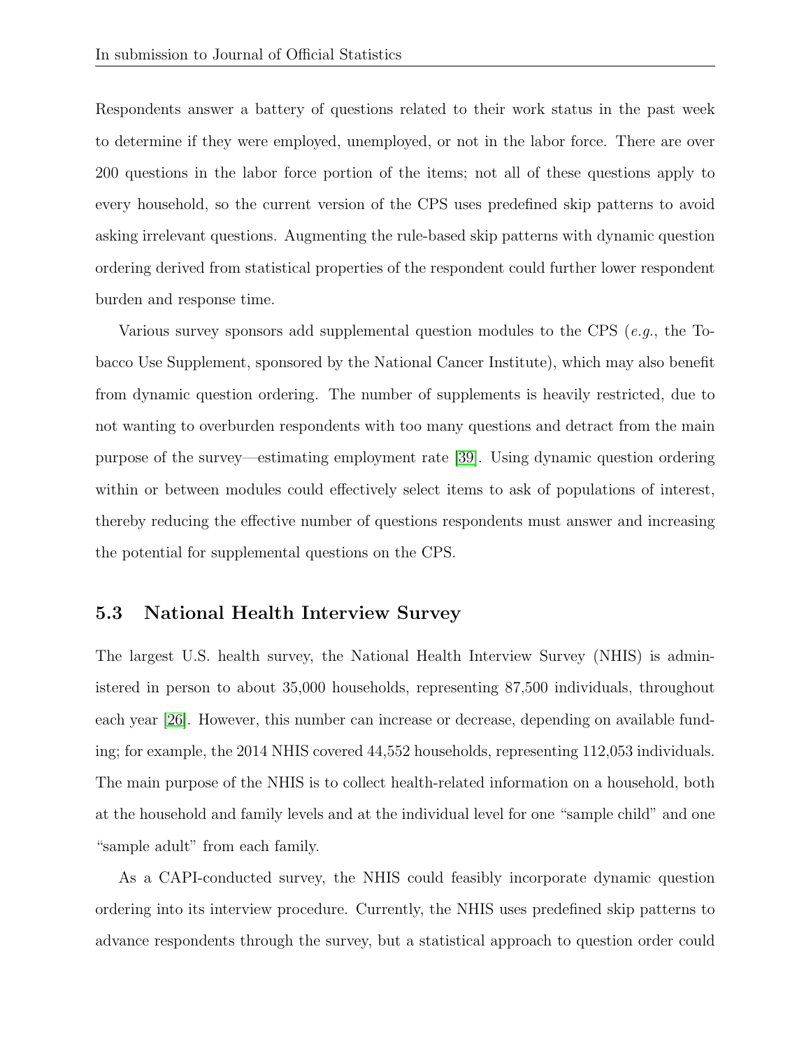Respondents answer a battery of questions related to their work status in the past week to determine if they were employed, unemployed, or not in the labor force. There are over 200 questions in the labor force portion of the items; not all of these questions apply to every household, so the current version of the CPS uses predefined skip patterns to avoid asking irrelevant questions. Augmenting the rule-based skip patterns with dynamic question ordering derived from statistical properties of the respondent could further lower respondent burden and response time.

Various survey sponsors add supplemental question modules to the CPS (*e.g.*, the Tobacco Use Supplement, sponsored by the National Cancer Institute), which may also benefit from dynamic question ordering. The number of supplements is heavily restricted, due to not wanting to overburden respondents with too many questions and detract from the main purpose of the survey—estimating employment rate [39]. Using dynamic question ordering within or between modules could effectively select items to ask of populations of interest, thereby reducing the effective number of questions respondents must answer and increasing the potential for supplemental questions on the CPS.

### 5.3 National Health Interview Survey

The largest U.S. health survey, the National Health Interview Survey (NHIS) is administered in person to about 35,000 households, representing 87,500 individuals, throughout each year [26]. However, this number can increase or decrease, depending on available funding; for example, the 2014 NHIS covered 44,552 households, representing 112,053 individuals. The main purpose of the NHIS is to collect health-related information on a household, both at the household and family levels and at the individual level for one "sample child" and one "sample adult" from each family.

As a CAPI-conducted survey, the NHIS could feasibly incorporate dynamic question ordering into its interview procedure. Currently, the NHIS uses predefined skip patterns to advance respondents through the survey, but a statistical approach to question order could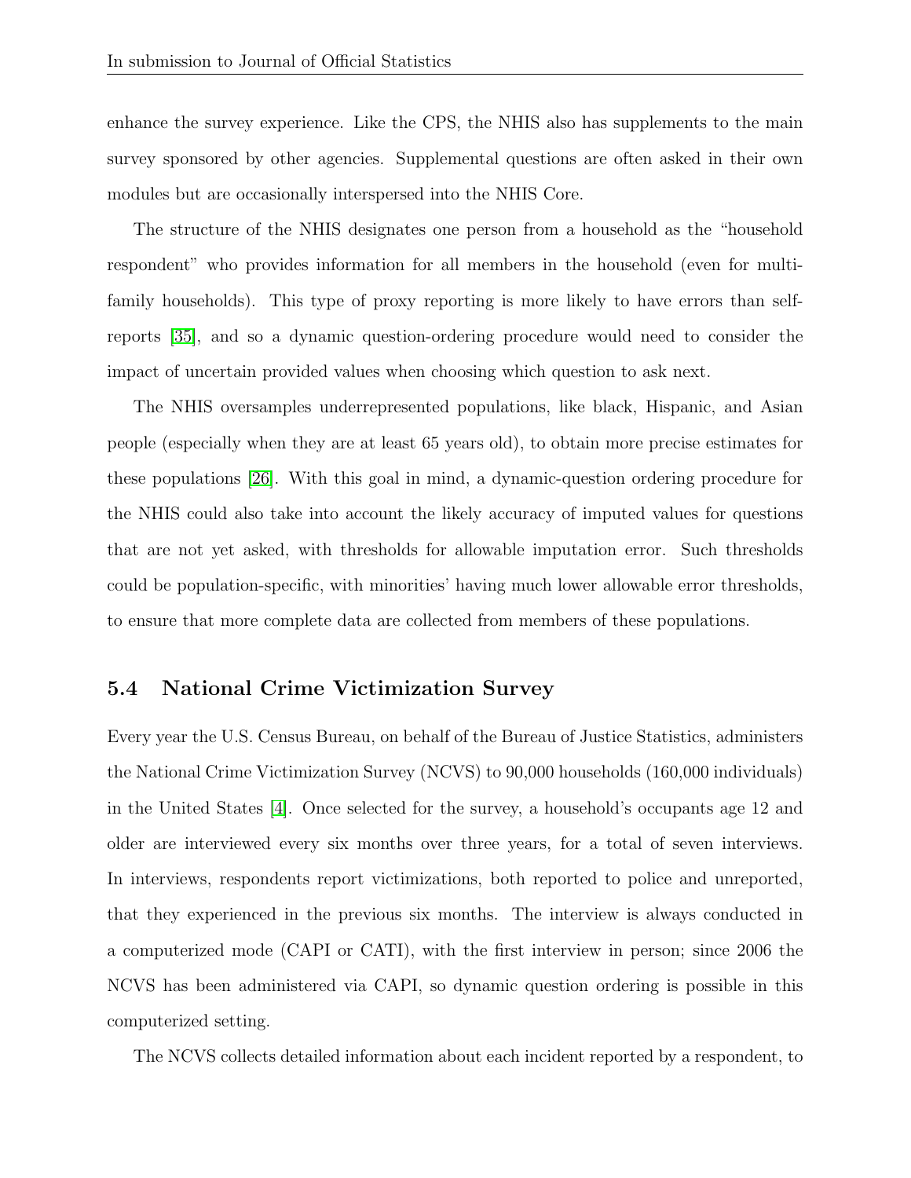enhance the survey experience. Like the CPS, the NHIS also has supplements to the main survey sponsored by other agencies. Supplemental questions are often asked in their own modules but are occasionally interspersed into the NHIS Core.

The structure of the NHIS designates one person from a household as the "household respondent" who provides information for all members in the household (even for multi-family households). This type of proxy reporting is more likely to have errors than self-reports [35], and so a dynamic question-ordering procedure would need to consider the impact of uncertain provided values when choosing which question to ask next.

The NHIS oversamples underrepresented populations, like black, Hispanic, and Asian people (especially when they are at least 65 years old), to obtain more precise estimates for these populations [26]. With this goal in mind, a dynamic-question ordering procedure for the NHIS could also take into account the likely accuracy of imputed values for questions that are not yet asked, with thresholds for allowable imputation error. Such thresholds could be population-specific, with minorities' having much lower allowable error thresholds, to ensure that more complete data are collected from members of these populations.

### 5.4 National Crime Victimization Survey

Every year the U.S. Census Bureau, on behalf of the Bureau of Justice Statistics, administers the National Crime Victimization Survey (NCVS) to 90,000 households (160,000 individuals) in the United States [4]. Once selected for the survey, a household's occupants age 12 and older are interviewed every six months over three years, for a total of seven interviews. In interviews, respondents report victimizations, both reported to police and unreported, that they experienced in the previous six months. The interview is always conducted in a computerized mode (CAPI or CATI), with the first interview in person; since 2006 the NCVS has been administered via CAPI, so dynamic question ordering is possible in this computerized setting.

The NCVS collects detailed information about each incident reported by a respondent, to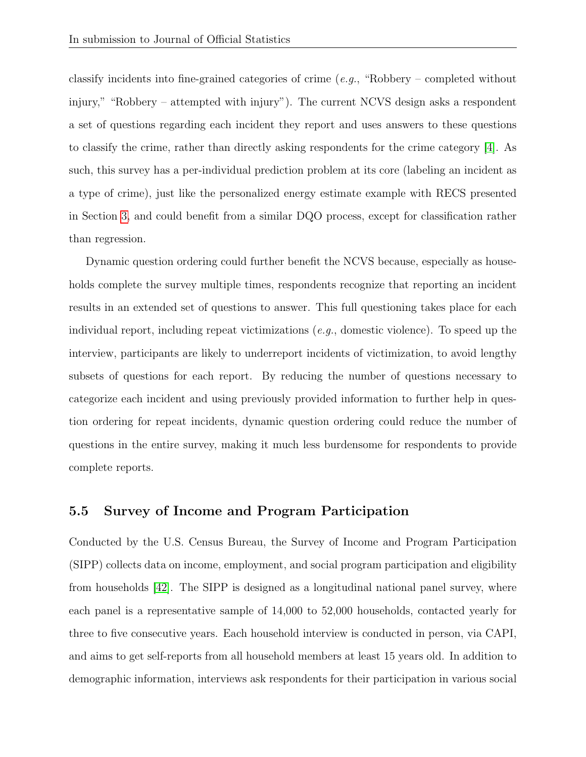classify incidents into fine-grained categories of crime (*e.g.*, "Robbery – completed without injury," "Robbery – attempted with injury"). The current NCVS design asks a respondent a set of questions regarding each incident they report and uses answers to these questions to classify the crime, rather than directly asking respondents for the crime category [4]. As such, this survey has a per-individual prediction problem at its core (labeling an incident as a type of crime), just like the personalized energy estimate example with RECS presented in Section 3, and could benefit from a similar DQO process, except for classification rather than regression.

Dynamic question ordering could further benefit the NCVS because, especially as households complete the survey multiple times, respondents recognize that reporting an incident results in an extended set of questions to answer. This full questioning takes place for each individual report, including repeat victimizations (*e.g.*, domestic violence). To speed up the interview, participants are likely to underreport incidents of victimization, to avoid lengthy subsets of questions for each report. By reducing the number of questions necessary to categorize each incident and using previously provided information to further help in question ordering for repeat incidents, dynamic question ordering could reduce the number of questions in the entire survey, making it much less burdensome for respondents to provide complete reports.

### 5.5 Survey of Income and Program Participation

Conducted by the U.S. Census Bureau, the Survey of Income and Program Participation (SIPP) collects data on income, employment, and social program participation and eligibility from households [42]. The SIPP is designed as a longitudinal national panel survey, where each panel is a representative sample of 14,000 to 52,000 households, contacted yearly for three to five consecutive years. Each household interview is conducted in person, via CAPI, and aims to get self-reports from all household members at least 15 years old. In addition to demographic information, interviews ask respondents for their participation in various social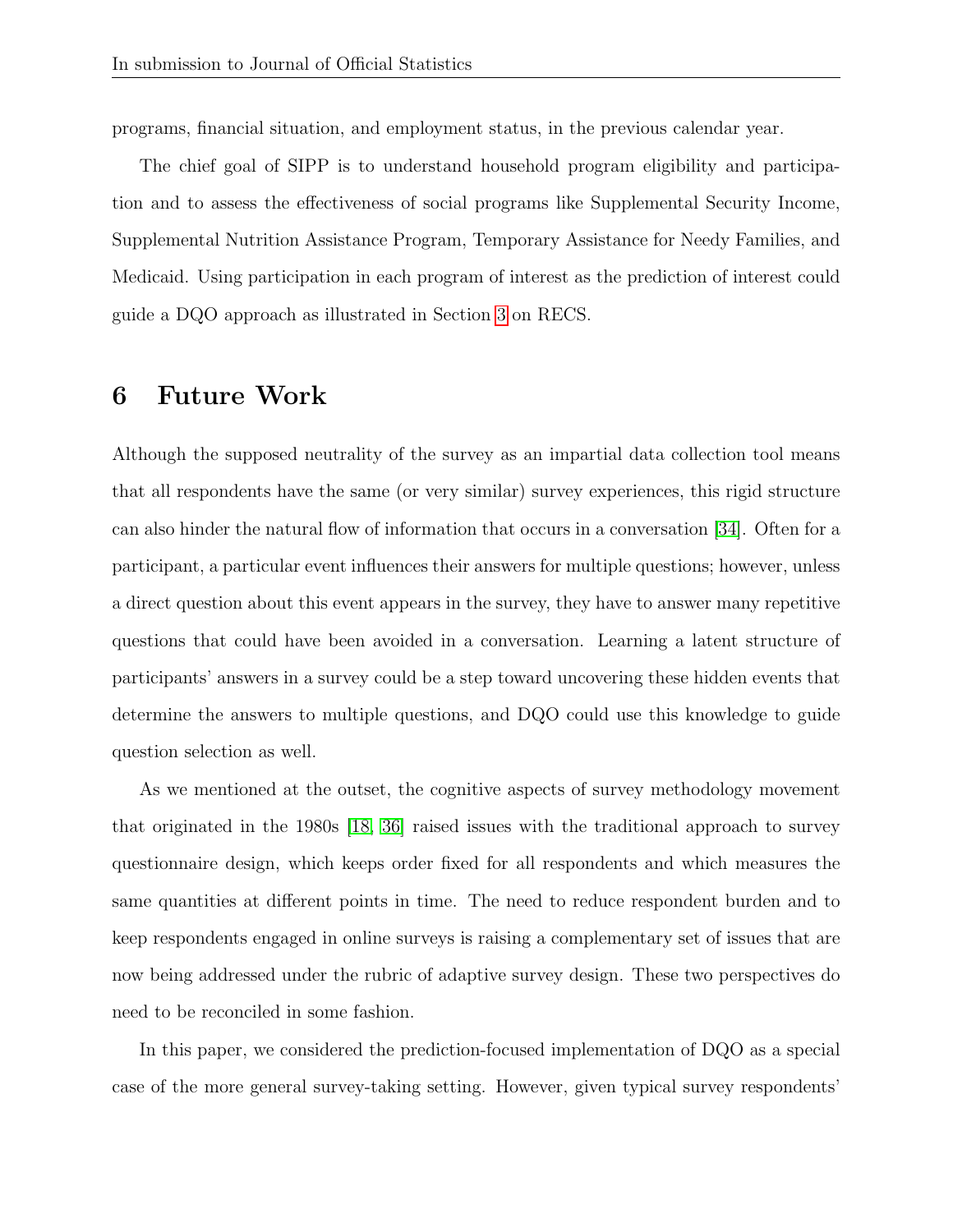programs, financial situation, and employment status, in the previous calendar year.

The chief goal of SIPP is to understand household program eligibility and participation and to assess the effectiveness of social programs like Supplemental Security Income, Supplemental Nutrition Assistance Program, Temporary Assistance for Needy Families, and Medicaid. Using participation in each program of interest as the prediction of interest could guide a DQO approach as illustrated in Section 3 on RECS.

# 6 Future Work

Although the supposed neutrality of the survey as an impartial data collection tool means that all respondents have the same (or very similar) survey experiences, this rigid structure can also hinder the natural flow of information that occurs in a conversation [34]. Often for a participant, a particular event influences their answers for multiple questions; however, unless a direct question about this event appears in the survey, they have to answer many repetitive questions that could have been avoided in a conversation. Learning a latent structure of participants' answers in a survey could be a step toward uncovering these hidden events that determine the answers to multiple questions, and DQO could use this knowledge to guide question selection as well.

As we mentioned at the outset, the cognitive aspects of survey methodology movement that originated in the 1980s [18, 36] raised issues with the traditional approach to survey questionnaire design, which keeps order fixed for all respondents and which measures the same quantities at different points in time. The need to reduce respondent burden and to keep respondents engaged in online surveys is raising a complementary set of issues that are now being addressed under the rubric of adaptive survey design. These two perspectives do need to be reconciled in some fashion.

In this paper, we considered the prediction-focused implementation of DQO as a special case of the more general survey-taking setting. However, given typical survey respondents'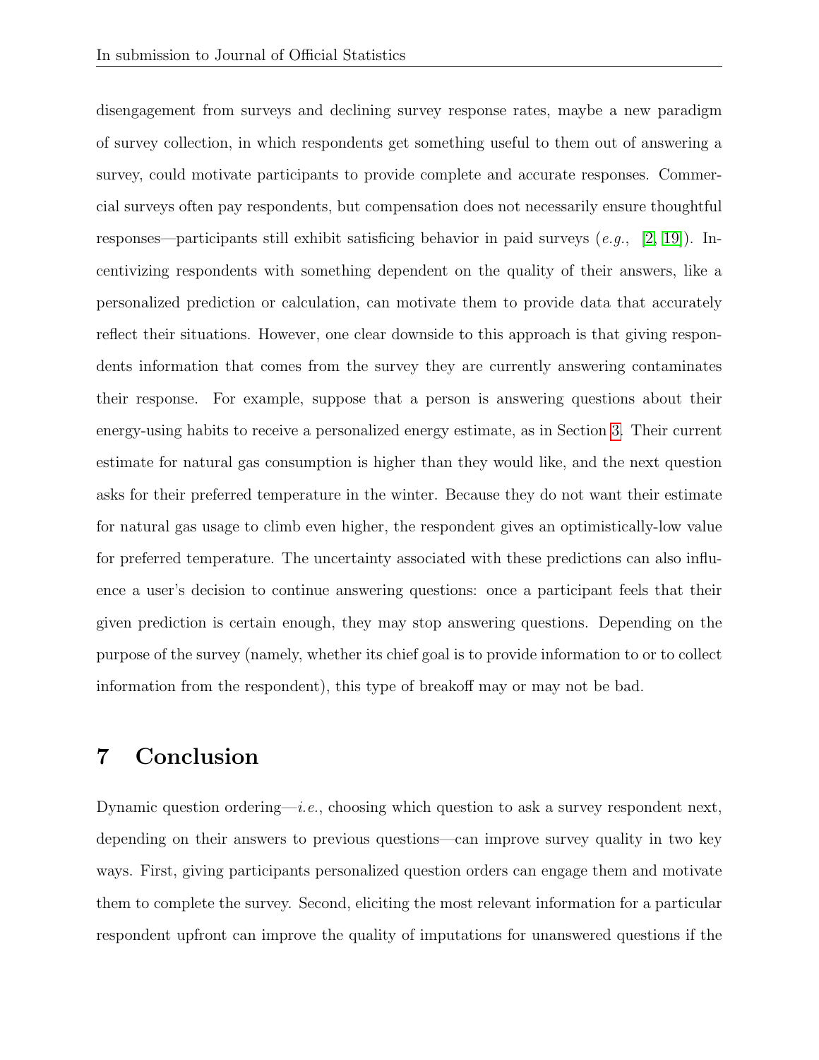disengagement from surveys and declining survey response rates, maybe a new paradigm of survey collection, in which respondents get something useful to them out of answering a survey, could motivate participants to provide complete and accurate responses. Commercial surveys often pay respondents, but compensation does not necessarily ensure thoughtful responses—participants still exhibit satisficing behavior in paid surveys (*e.g.*, [2, 19]). Incentivizing respondents with something dependent on the quality of their answers, like a personalized prediction or calculation, can motivate them to provide data that accurately reflect their situations. However, one clear downside to this approach is that giving respondents information that comes from the survey they are currently answering contaminates their response. For example, suppose that a person is answering questions about their energy-using habits to receive a personalized energy estimate, as in Section 3. Their current estimate for natural gas consumption is higher than they would like, and the next question asks for their preferred temperature in the winter. Because they do not want their estimate for natural gas usage to climb even higher, the respondent gives an optimistically-low value for preferred temperature. The uncertainty associated with these predictions can also influence a user's decision to continue answering questions: once a participant feels that their given prediction is certain enough, they may stop answering questions. Depending on the purpose of the survey (namely, whether its chief goal is to provide information to or to collect information from the respondent), this type of breakoff may or may not be bad.

# 7 Conclusion

Dynamic question ordering—*i.e.*, choosing which question to ask a survey respondent next, depending on their answers to previous questions—can improve survey quality in two key ways. First, giving participants personalized question orders can engage them and motivate them to complete the survey. Second, eliciting the most relevant information for a particular respondent upfront can improve the quality of imputations for unanswered questions if the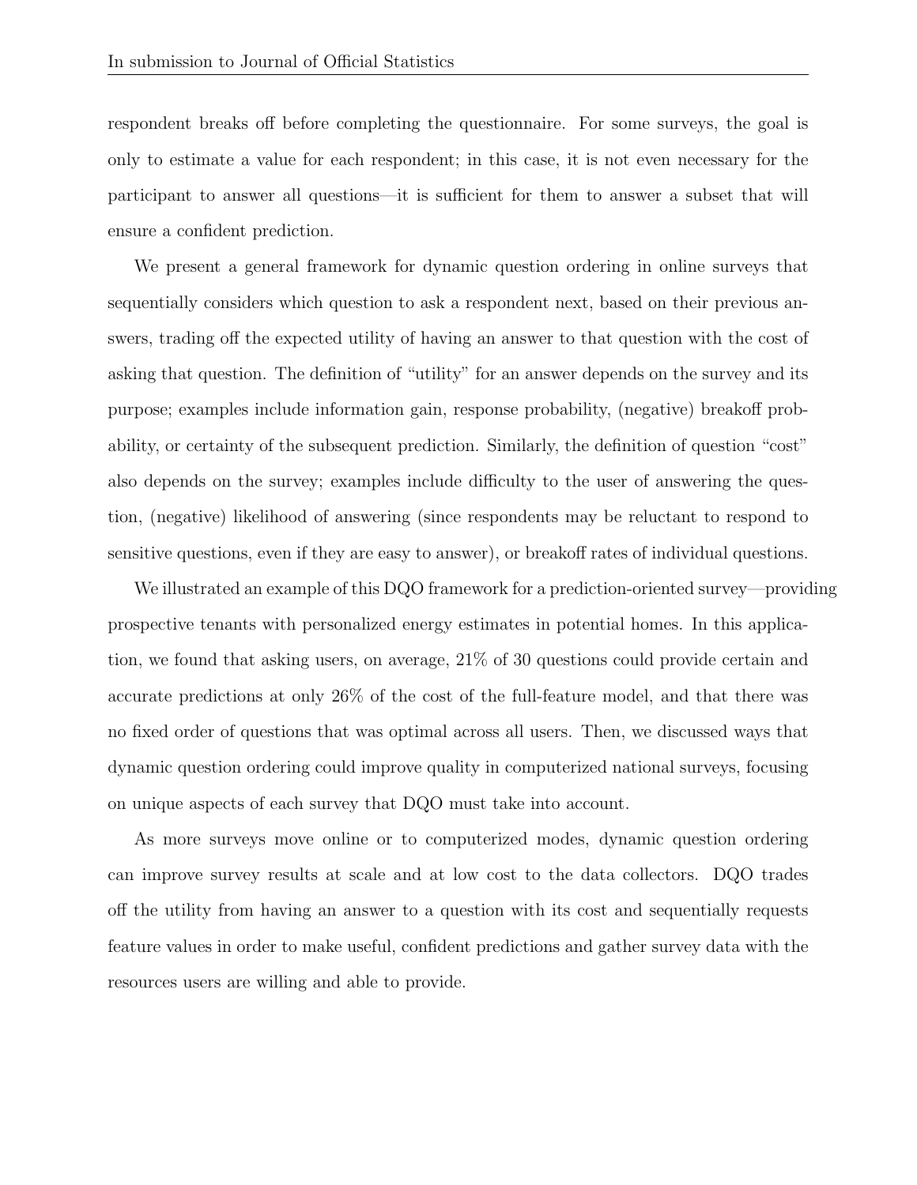respondent breaks off before completing the questionnaire. For some surveys, the goal is only to estimate a value for each respondent; in this case, it is not even necessary for the participant to answer all questions—it is sufficient for them to answer a subset that will ensure a confident prediction.

We present a general framework for dynamic question ordering in online surveys that sequentially considers which question to ask a respondent next, based on their previous answers, trading off the expected utility of having an answer to that question with the cost of asking that question. The definition of "utility" for an answer depends on the survey and its purpose; examples include information gain, response probability, (negative) breakoff probability, or certainty of the subsequent prediction. Similarly, the definition of question "cost" also depends on the survey; examples include difficulty to the user of answering the question, (negative) likelihood of answering (since respondents may be reluctant to respond to sensitive questions, even if they are easy to answer), or breakoff rates of individual questions.

We illustrated an example of this DQO framework for a prediction-oriented survey—providing prospective tenants with personalized energy estimates in potential homes. In this application, we found that asking users, on average, 21% of 30 questions could provide certain and accurate predictions at only 26% of the cost of the full-feature model, and that there was no fixed order of questions that was optimal across all users. Then, we discussed ways that dynamic question ordering could improve quality in computerized national surveys, focusing on unique aspects of each survey that DQO must take into account.

As more surveys move online or to computerized modes, dynamic question ordering can improve survey results at scale and at low cost to the data collectors. DQO trades off the utility from having an answer to a question with its cost and sequentially requests feature values in order to make useful, confident predictions and gather survey data with the resources users are willing and able to provide.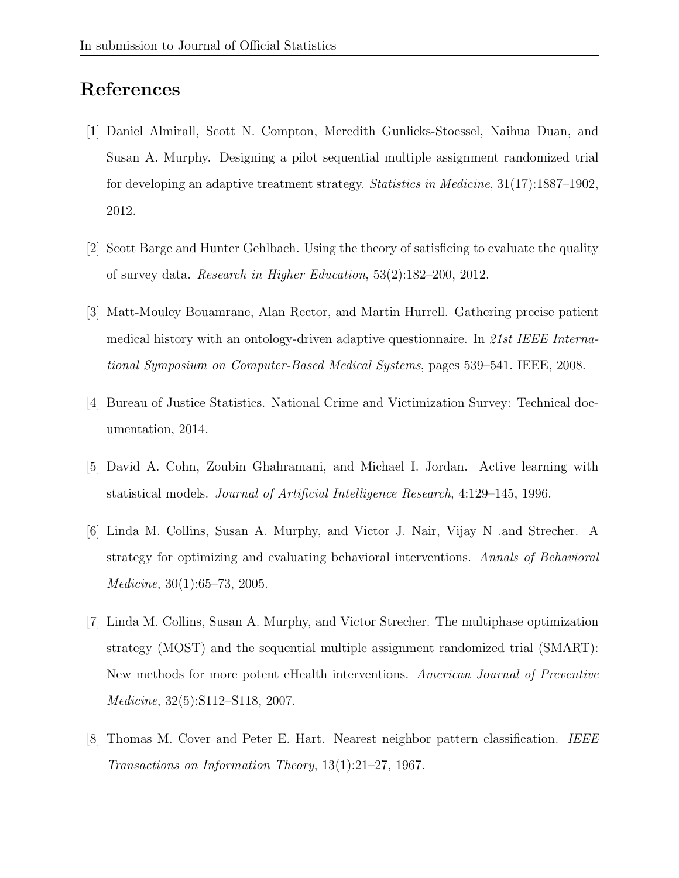# References

[1] Daniel Almirall, Scott N. Compton, Meredith Gunlicks-Stoessel, Naihua Duan, and Susan A. Murphy. Designing a pilot sequential multiple assignment randomized trial for developing an adaptive treatment strategy. *Statistics in Medicine*, 31(17):1887–1902, 2012.

[2] Scott Barge and Hunter Gehlbach. Using the theory of satisficing to evaluate the quality of survey data. *Research in Higher Education*, 53(2):182–200, 2012.

[3] Matt-Mouley Bouamrane, Alan Rector, and Martin Hurrell. Gathering precise patient medical history with an ontology-driven adaptive questionnaire. In *21st IEEE International Symposium on Computer-Based Medical Systems*, pages 539–541. IEEE, 2008.

[4] Bureau of Justice Statistics. National Crime and Victimization Survey: Technical documentation, 2014.

[5] David A. Cohn, Zoubin Ghahramani, and Michael I. Jordan. Active learning with statistical models. *Journal of Artificial Intelligence Research*, 4:129–145, 1996.

[6] Linda M. Collins, Susan A. Murphy, and Victor J. Nair, Vijay N .and Strecher. A strategy for optimizing and evaluating behavioral interventions. *Annals of Behavioral Medicine*, 30(1):65–73, 2005.

[7] Linda M. Collins, Susan A. Murphy, and Victor Strecher. The multiphase optimization strategy (MOST) and the sequential multiple assignment randomized trial (SMART): New methods for more potent eHealth interventions. *American Journal of Preventive Medicine*, 32(5):S112–S118, 2007.

[8] Thomas M. Cover and Peter E. Hart. Nearest neighbor pattern classification. *IEEE Transactions on Information Theory*, 13(1):21–27, 1967.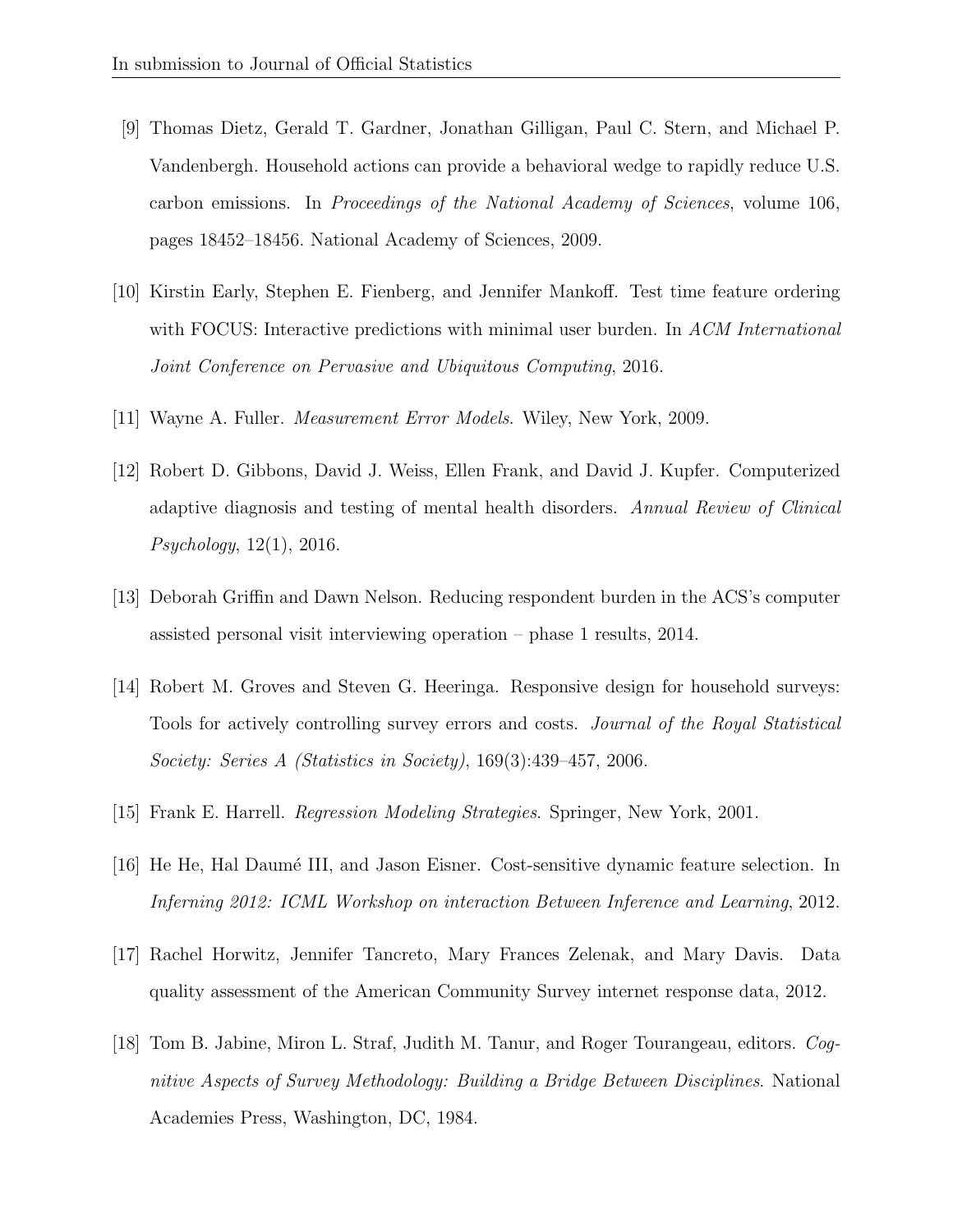[9] Thomas Dietz, Gerald T. Gardner, Jonathan Gilligan, Paul C. Stern, and Michael P. Vandenbergh. Household actions can provide a behavioral wedge to rapidly reduce U.S. carbon emissions. In *Proceedings of the National Academy of Sciences*, volume 106, pages 18452–18456. National Academy of Sciences, 2009.

[10] Kirstin Early, Stephen E. Fienberg, and Jennifer Mankoff. Test time feature ordering with FOCUS: Interactive predictions with minimal user burden. In *ACM International Joint Conference on Pervasive and Ubiquitous Computing*, 2016.

[11] Wayne A. Fuller. *Measurement Error Models*. Wiley, New York, 2009.

[12] Robert D. Gibbons, David J. Weiss, Ellen Frank, and David J. Kupfer. Computerized adaptive diagnosis and testing of mental health disorders. *Annual Review of Clinical Psychology*, 12(1), 2016.

[13] Deborah Griffin and Dawn Nelson. Reducing respondent burden in the ACS's computer assisted personal visit interviewing operation – phase 1 results, 2014.

[14] Robert M. Groves and Steven G. Heeringa. Responsive design for household surveys: Tools for actively controlling survey errors and costs. *Journal of the Royal Statistical Society: Series A (Statistics in Society)*, 169(3):439–457, 2006.

[15] Frank E. Harrell. *Regression Modeling Strategies*. Springer, New York, 2001.

[16] He He, Hal Daumé III, and Jason Eisner. Cost-sensitive dynamic feature selection. In *Inferning 2012: ICML Workshop on interaction Between Inference and Learning*, 2012.

[17] Rachel Horwitz, Jennifer Tancreto, Mary Frances Zelenak, and Mary Davis. Data quality assessment of the American Community Survey internet response data, 2012.

[18] Tom B. Jabine, Miron L. Straf, Judith M. Tanur, and Roger Tourangeau, editors. *Cognitive Aspects of Survey Methodology: Building a Bridge Between Disciplines*. National Academies Press, Washington, DC, 1984.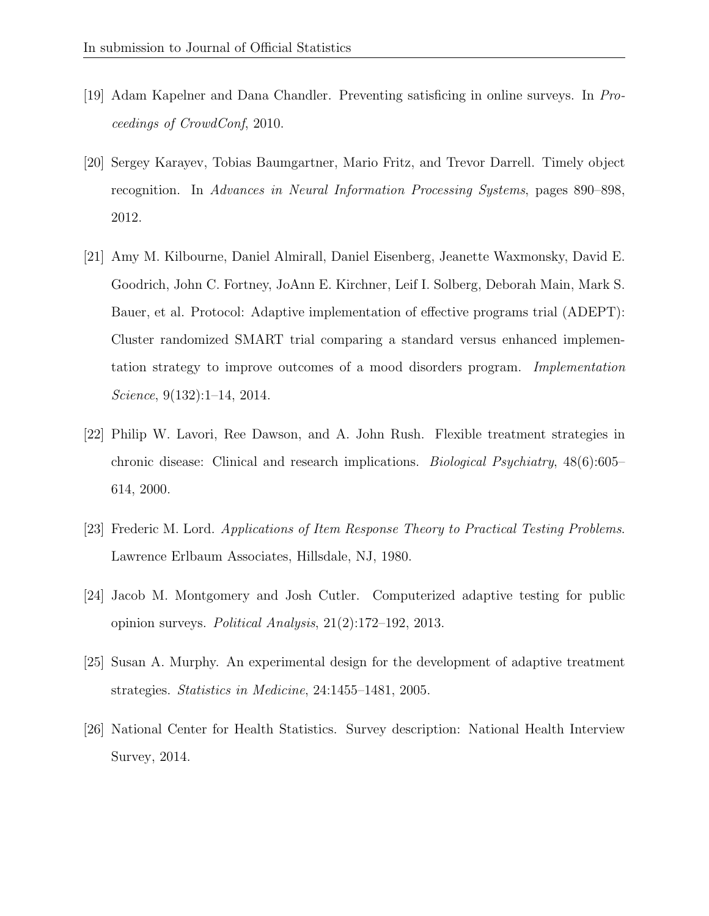[19] Adam Kapelner and Dana Chandler. Preventing satisficing in online surveys. In *Proceedings of CrowdConf*, 2010.

[20] Sergey Karayev, Tobias Baumgartner, Mario Fritz, and Trevor Darrell. Timely object recognition. In *Advances in Neural Information Processing Systems*, pages 890–898, 2012.

[21] Amy M. Kilbourne, Daniel Almirall, Daniel Eisenberg, Jeanette Waxmonsky, David E. Goodrich, John C. Fortney, JoAnn E. Kirchner, Leif I. Solberg, Deborah Main, Mark S. Bauer, et al. Protocol: Adaptive implementation of effective programs trial (ADEPT): Cluster randomized SMART trial comparing a standard versus enhanced implementation strategy to improve outcomes of a mood disorders program. *Implementation Science*, 9(132):1–14, 2014.

[22] Philip W. Lavori, Ree Dawson, and A. John Rush. Flexible treatment strategies in chronic disease: Clinical and research implications. *Biological Psychiatry*, 48(6):605–614, 2000.

[23] Frederic M. Lord. *Applications of Item Response Theory to Practical Testing Problems*. Lawrence Erlbaum Associates, Hillsdale, NJ, 1980.

[24] Jacob M. Montgomery and Josh Cutler. Computerized adaptive testing for public opinion surveys. *Political Analysis*, 21(2):172–192, 2013.

[25] Susan A. Murphy. An experimental design for the development of adaptive treatment strategies. *Statistics in Medicine*, 24:1455–1481, 2005.

[26] National Center for Health Statistics. Survey description: National Health Interview Survey, 2014.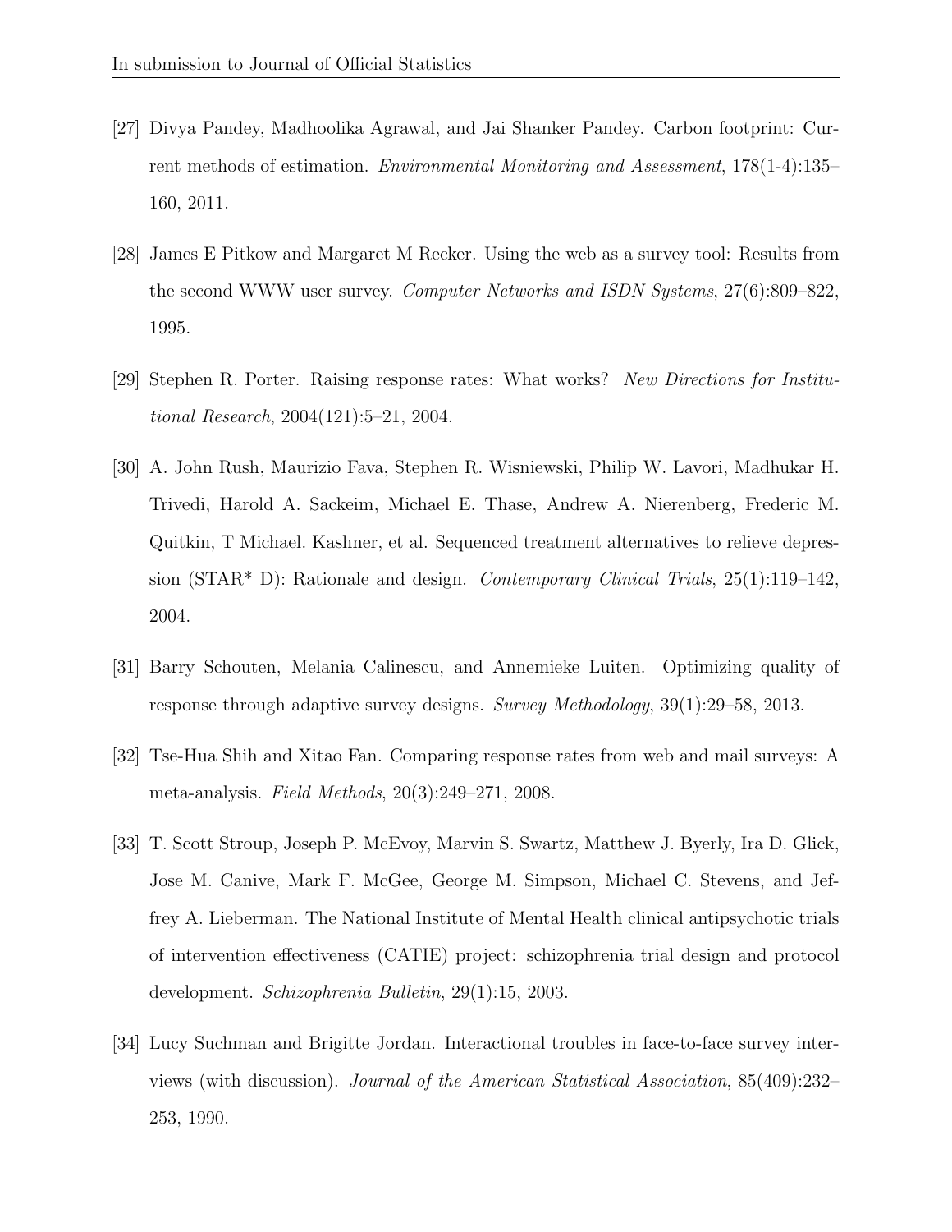[27] Divya Pandey, Madhoolika Agrawal, and Jai Shanker Pandey. Carbon footprint: Current methods of estimation. *Environmental Monitoring and Assessment*, 178(1-4):135–160, 2011.

[28] James E Pitkow and Margaret M Recker. Using the web as a survey tool: Results from the second WWW user survey. *Computer Networks and ISDN Systems*, 27(6):809–822, 1995.

[29] Stephen R. Porter. Raising response rates: What works? *New Directions for Institutional Research*, 2004(121):5–21, 2004.

[30] A. John Rush, Maurizio Fava, Stephen R. Wisniewski, Philip W. Lavori, Madhukar H. Trivedi, Harold A. Sackeim, Michael E. Thase, Andrew A. Nierenberg, Frederic M. Quitkin, T Michael. Kashner, et al. Sequenced treatment alternatives to relieve depression (STAR* D): Rationale and design. *Contemporary Clinical Trials*, 25(1):119–142, 2004.

[31] Barry Schouten, Melania Calinescu, and Annemieke Luiten. Optimizing quality of response through adaptive survey designs. *Survey Methodology*, 39(1):29–58, 2013.

[32] Tse-Hua Shih and Xitao Fan. Comparing response rates from web and mail surveys: A meta-analysis. *Field Methods*, 20(3):249–271, 2008.

[33] T. Scott Stroup, Joseph P. McEvoy, Marvin S. Swartz, Matthew J. Byerly, Ira D. Glick, Jose M. Canive, Mark F. McGee, George M. Simpson, Michael C. Stevens, and Jeffrey A. Lieberman. The National Institute of Mental Health clinical antipsychotic trials of intervention effectiveness (CATIE) project: schizophrenia trial design and protocol development. *Schizophrenia Bulletin*, 29(1):15, 2003.

[34] Lucy Suchman and Brigitte Jordan. Interactional troubles in face-to-face survey interviews (with discussion). *Journal of the American Statistical Association*, 85(409):232–253, 1990.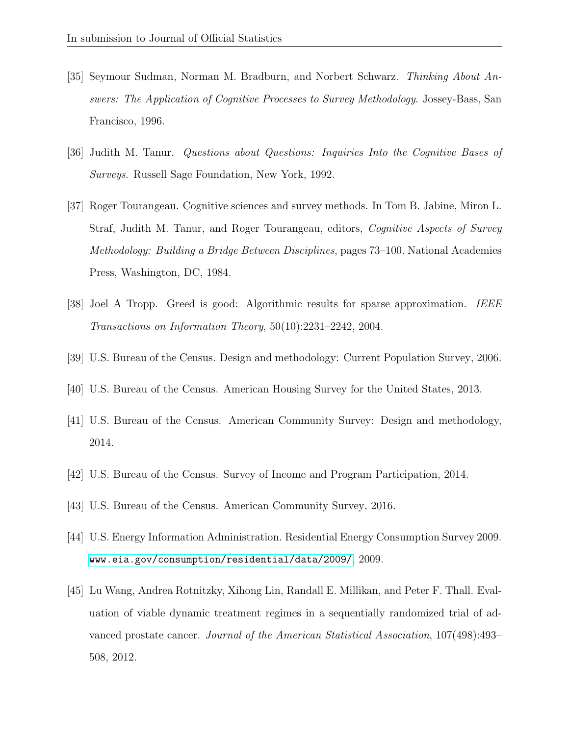[35] Seymour Sudman, Norman M. Bradburn, and Norbert Schwarz. *Thinking About Answers: The Application of Cognitive Processes to Survey Methodology*. Jossey-Bass, San Francisco, 1996.

[36] Judith M. Tanur. *Questions about Questions: Inquiries Into the Cognitive Bases of Surveys*. Russell Sage Foundation, New York, 1992.

[37] Roger Tourangeau. Cognitive sciences and survey methods. In Tom B. Jabine, Miron L. Straf, Judith M. Tanur, and Roger Tourangeau, editors, *Cognitive Aspects of Survey Methodology: Building a Bridge Between Disciplines*, pages 73–100. National Academies Press, Washington, DC, 1984.

[38] Joel A Tropp. Greed is good: Algorithmic results for sparse approximation. *IEEE Transactions on Information Theory*, 50(10):2231–2242, 2004.

[39] U.S. Bureau of the Census. Design and methodology: Current Population Survey, 2006.

[40] U.S. Bureau of the Census. American Housing Survey for the United States, 2013.

[41] U.S. Bureau of the Census. American Community Survey: Design and methodology, 2014.

[42] U.S. Bureau of the Census. Survey of Income and Program Participation, 2014.

[43] U.S. Bureau of the Census. American Community Survey, 2016.

[44] U.S. Energy Information Administration. Residential Energy Consumption Survey 2009. www.eia.gov/consumption/residential/data/2009/, 2009.

[45] Lu Wang, Andrea Rotnitzky, Xihong Lin, Randall E. Millikan, and Peter F. Thall. Evaluation of viable dynamic treatment regimes in a sequentially randomized trial of advanced prostate cancer. *Journal of the American Statistical Association*, 107(498):493–508, 2012.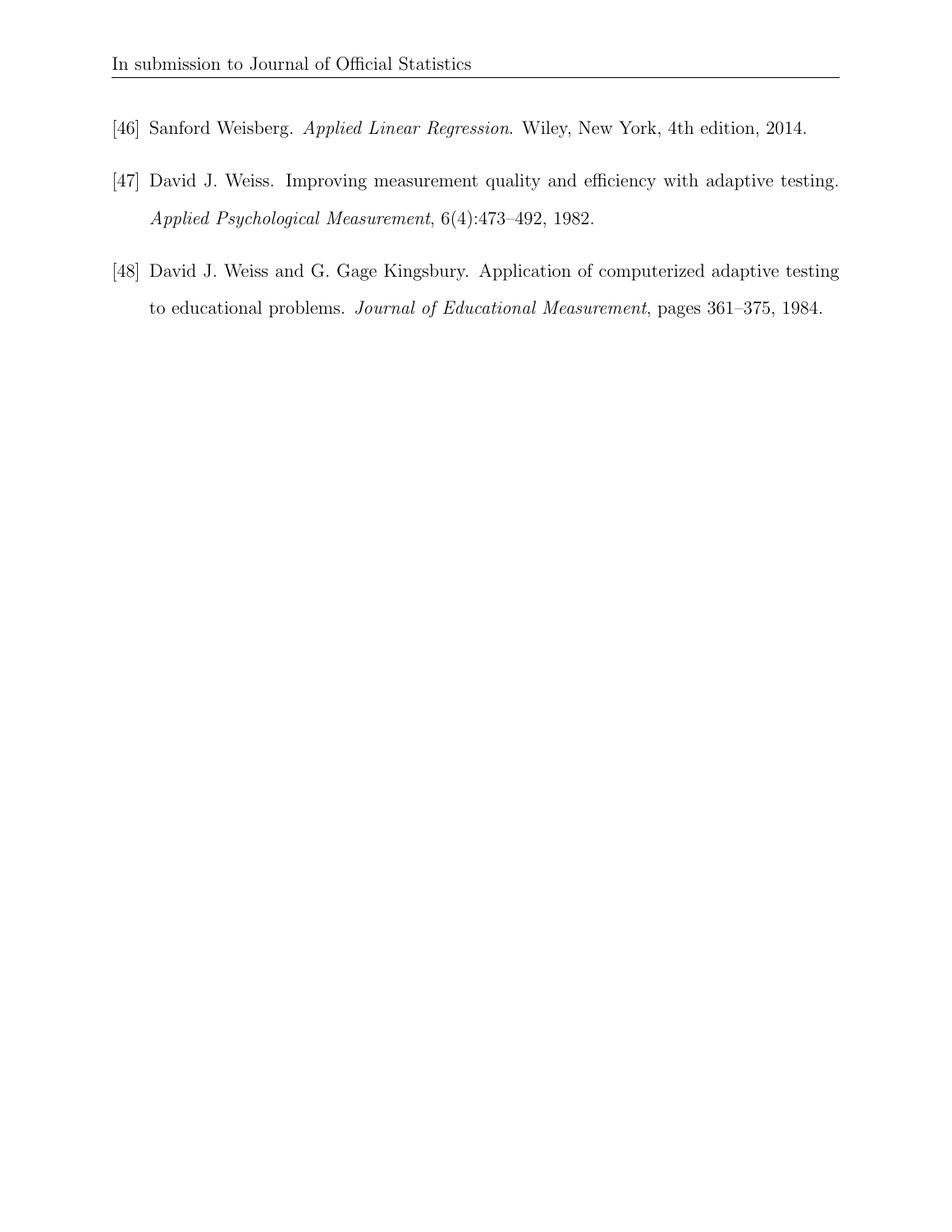[46] Sanford Weisberg. *Applied Linear Regression*. Wiley, New York, 4th edition, 2014.

[47] David J. Weiss. Improving measurement quality and efficiency with adaptive testing. *Applied Psychological Measurement*, 6(4):473–492, 1982.

[48] David J. Weiss and G. Gage Kingsbury. Application of computerized adaptive testing to educational problems. *Journal of Educational Measurement*, pages 361–375, 1984.